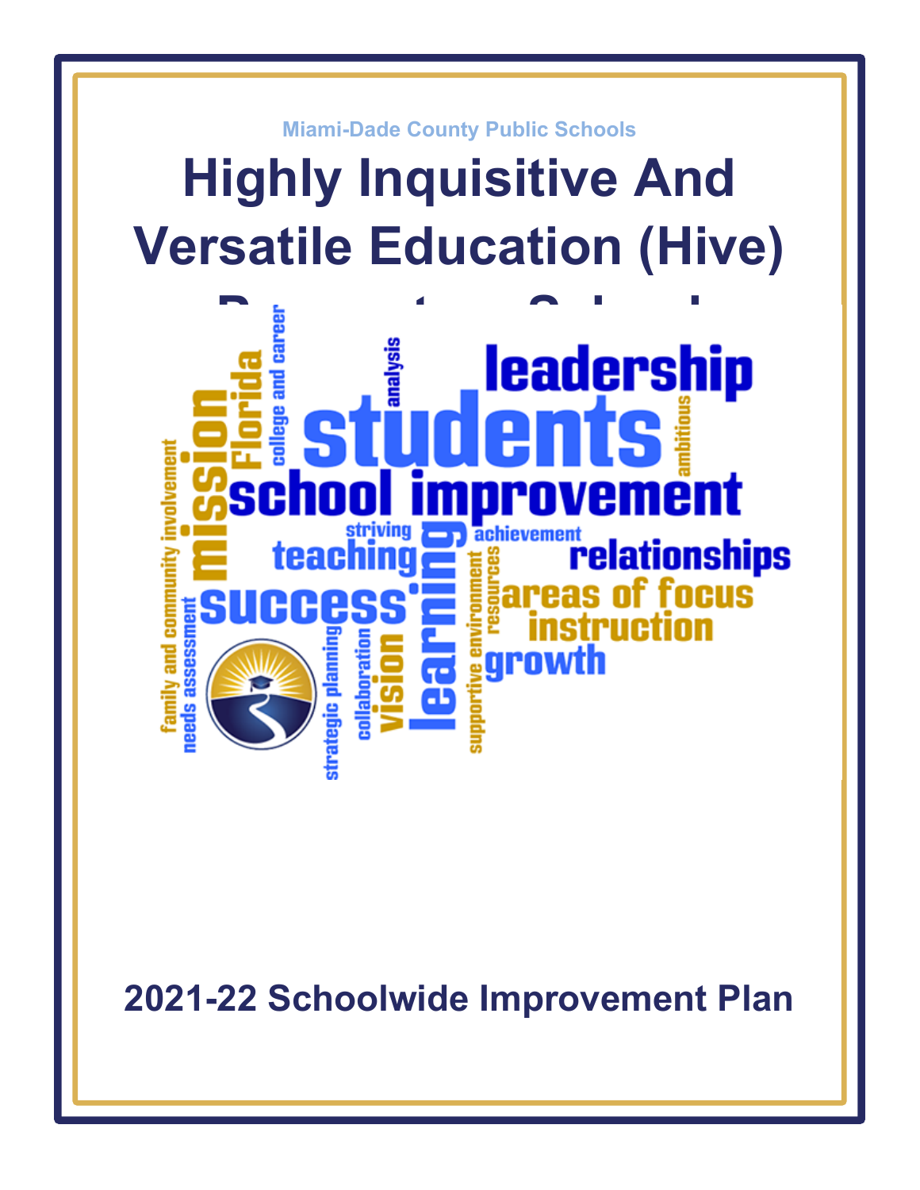Miami-Dade County Public Schools

# Highly Inquisitive And Versatile Education (Hive) Preparatory School

2021-22 Schoolwide Improvement Plan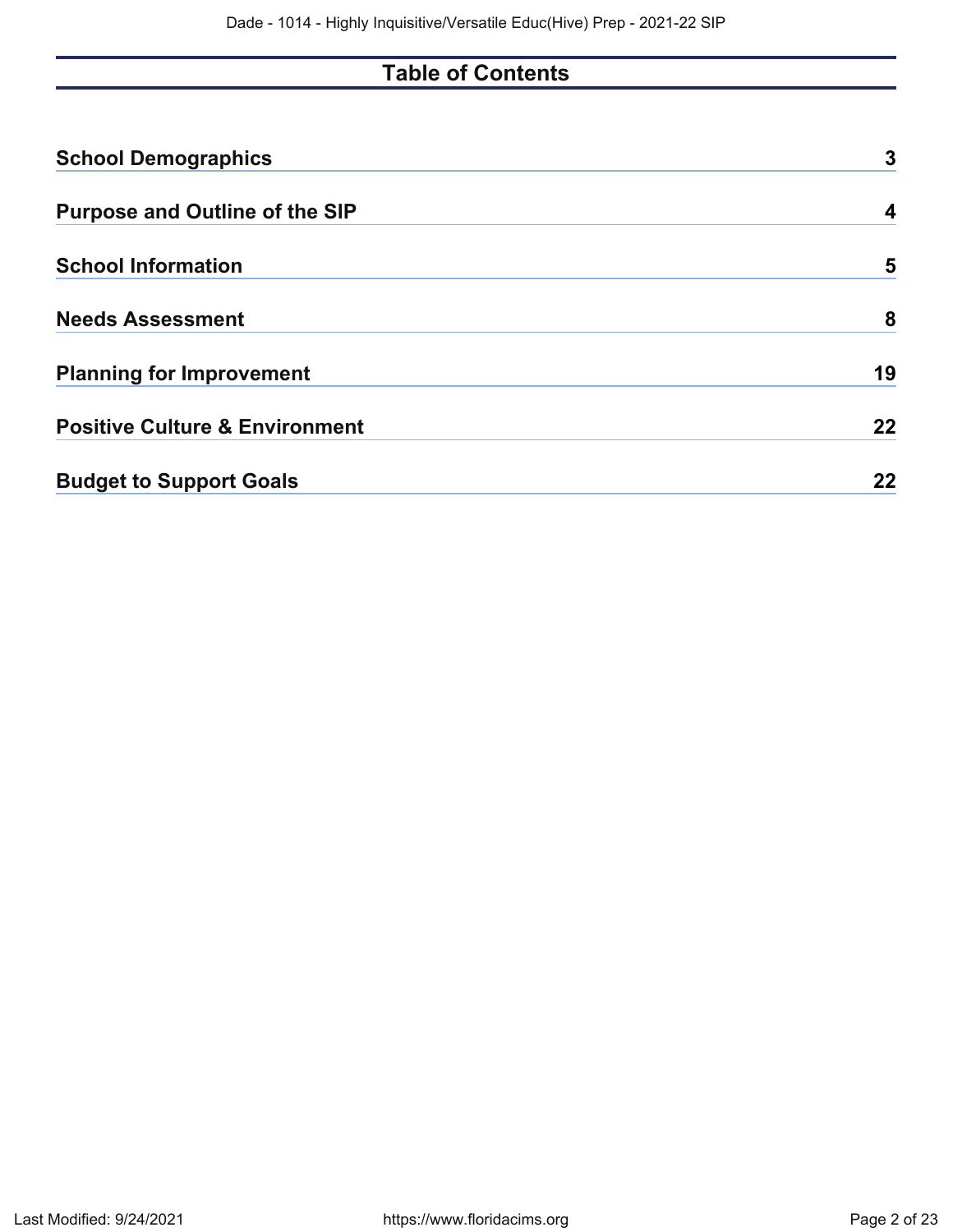# Table of Contents

| | |
|---|---|
| **School Demographics** | **3** |
| **Purpose and Outline of the SIP** | **4** |
| **School Information** | **5** |
| **Needs Assessment** | **8** |
| **Planning for Improvement** | **19** |
| **Positive Culture & Environment** | **22** |
| **Budget to Support Goals** | **22** |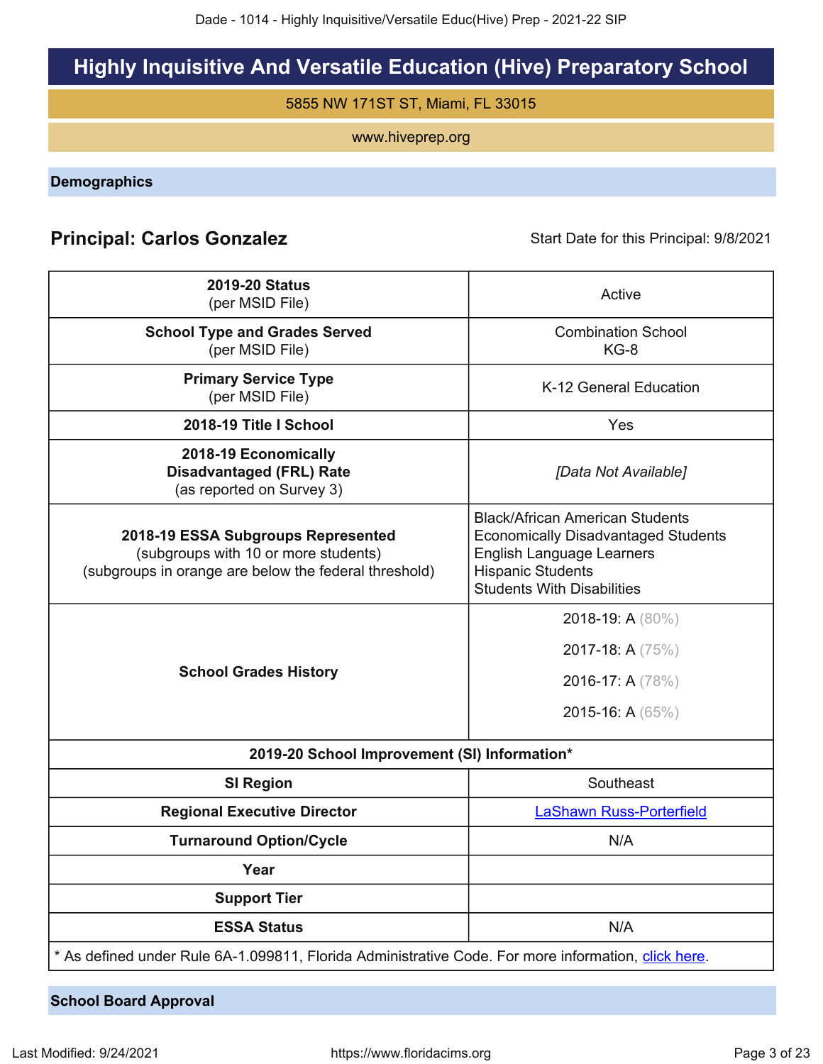# Highly Inquisitive And Versatile Education (Hive) Preparatory School

5855 NW 171ST ST, Miami, FL 33015

www.hiveprep.org

## Demographics

**Principal: Carlos Gonzalez** Start Date for this Principal: 9/8/2021

| | |
|---|---|
| **2019-20 Status** (per MSID File) | Active |
| **School Type and Grades Served** (per MSID File) | Combination School KG-8 |
| **Primary Service Type** (per MSID File) | K-12 General Education |
| **2018-19 Title I School** | Yes |
| **2018-19 Economically Disadvantaged (FRL) Rate** (as reported on Survey 3) | *[Data Not Available]* |
| **2018-19 ESSA Subgroups Represented** (subgroups with 10 or more students) (subgroups in orange are below the federal threshold) | Black/African American Students<br>Economically Disadvantaged Students<br>English Language Learners<br>Hispanic Students<br>Students With Disabilities |
| **School Grades History** | 2018-19: A (80%)<br>2017-18: A (75%)<br>2016-17: A (78%)<br>2015-16: A (65%) |
| **2019-20 School Improvement (SI) Information*** | |
| **SI Region** | Southeast |
| **Regional Executive Director** | LaShawn Russ-Porterfield |
| **Turnaround Option/Cycle** | N/A |
| **Year** | |
| **Support Tier** | |
| **ESSA Status** | N/A |

* As defined under Rule 6A-1.099811, Florida Administrative Code. For more information, click here.

## School Board Approval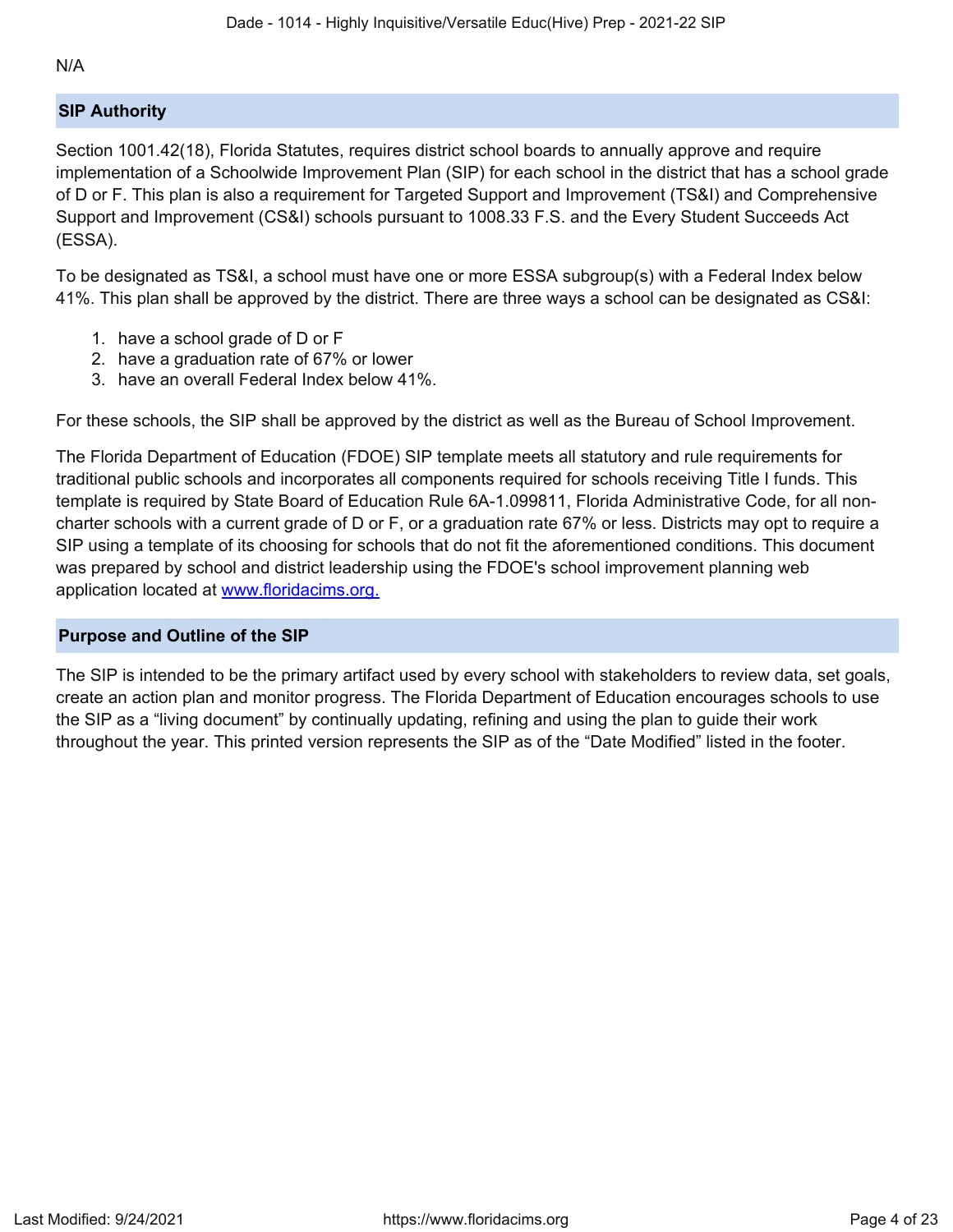N/A

## SIP Authority

Section 1001.42(18), Florida Statutes, requires district school boards to annually approve and require implementation of a Schoolwide Improvement Plan (SIP) for each school in the district that has a school grade of D or F. This plan is also a requirement for Targeted Support and Improvement (TS&I) and Comprehensive Support and Improvement (CS&I) schools pursuant to 1008.33 F.S. and the Every Student Succeeds Act (ESSA).

To be designated as TS&I, a school must have one or more ESSA subgroup(s) with a Federal Index below 41%. This plan shall be approved by the district. There are three ways a school can be designated as CS&I:

1. have a school grade of D or F
2. have a graduation rate of 67% or lower
3. have an overall Federal Index below 41%.

For these schools, the SIP shall be approved by the district as well as the Bureau of School Improvement.

The Florida Department of Education (FDOE) SIP template meets all statutory and rule requirements for traditional public schools and incorporates all components required for schools receiving Title I funds. This template is required by State Board of Education Rule 6A-1.099811, Florida Administrative Code, for all non-charter schools with a current grade of D or F, or a graduation rate 67% or less. Districts may opt to require a SIP using a template of its choosing for schools that do not fit the aforementioned conditions. This document was prepared by school and district leadership using the FDOE's school improvement planning web application located at [www.floridacims.org.](https://www.floridacims.org)

## Purpose and Outline of the SIP

The SIP is intended to be the primary artifact used by every school with stakeholders to review data, set goals, create an action plan and monitor progress. The Florida Department of Education encourages schools to use the SIP as a "living document" by continually updating, refining and using the plan to guide their work throughout the year. This printed version represents the SIP as of the "Date Modified" listed in the footer.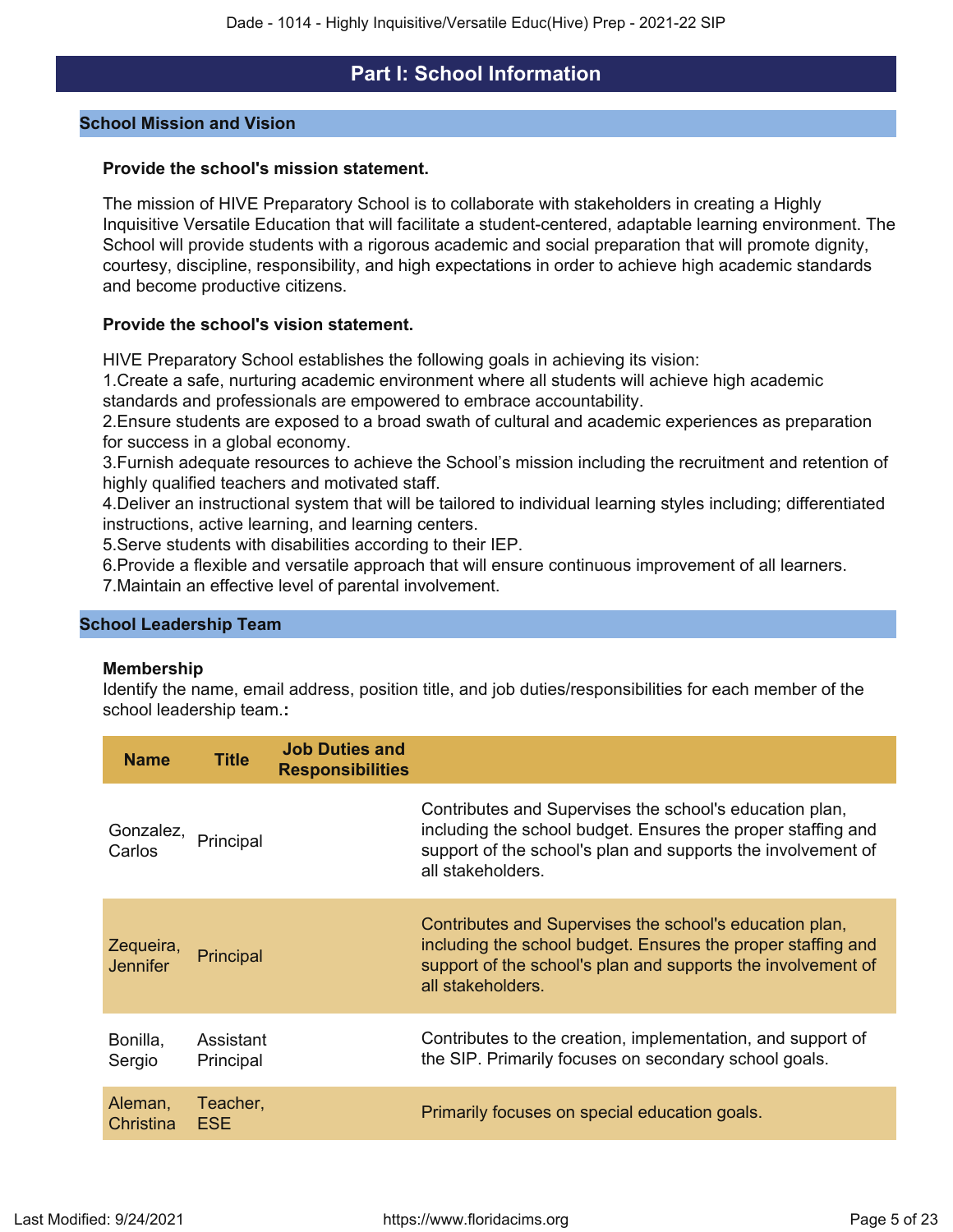# Part I: School Information

## School Mission and Vision

**Provide the school's mission statement.**

The mission of HIVE Preparatory School is to collaborate with stakeholders in creating a Highly Inquisitive Versatile Education that will facilitate a student-centered, adaptable learning environment. The School will provide students with a rigorous academic and social preparation that will promote dignity, courtesy, discipline, responsibility, and high expectations in order to achieve high academic standards and become productive citizens.

**Provide the school's vision statement.**

HIVE Preparatory School establishes the following goals in achieving its vision:
1.Create a safe, nurturing academic environment where all students will achieve high academic standards and professionals are empowered to embrace accountability.
2.Ensure students are exposed to a broad swath of cultural and academic experiences as preparation for success in a global economy.
3.Furnish adequate resources to achieve the School's mission including the recruitment and retention of highly qualified teachers and motivated staff.
4.Deliver an instructional system that will be tailored to individual learning styles including; differentiated instructions, active learning, and learning centers.
5.Serve students with disabilities according to their IEP.
6.Provide a flexible and versatile approach that will ensure continuous improvement of all learners.
7.Maintain an effective level of parental involvement.

## School Leadership Team

**Membership**
Identify the name, email address, position title, and job duties/responsibilities for each member of the school leadership team.**:**

| Name | Title | Job Duties and Responsibilities | |
|---|---|---|---|
| Gonzalez, Carlos | Principal | | Contributes and Supervises the school's education plan, including the school budget. Ensures the proper staffing and support of the school's plan and supports the involvement of all stakeholders. |
| Zequeira, Jennifer | Principal | | Contributes and Supervises the school's education plan, including the school budget. Ensures the proper staffing and support of the school's plan and supports the involvement of all stakeholders. |
| Bonilla, Sergio | Assistant Principal | | Contributes to the creation, implementation, and support of the SIP. Primarily focuses on secondary school goals. |
| Aleman, Christina | Teacher, ESE | | Primarily focuses on special education goals. |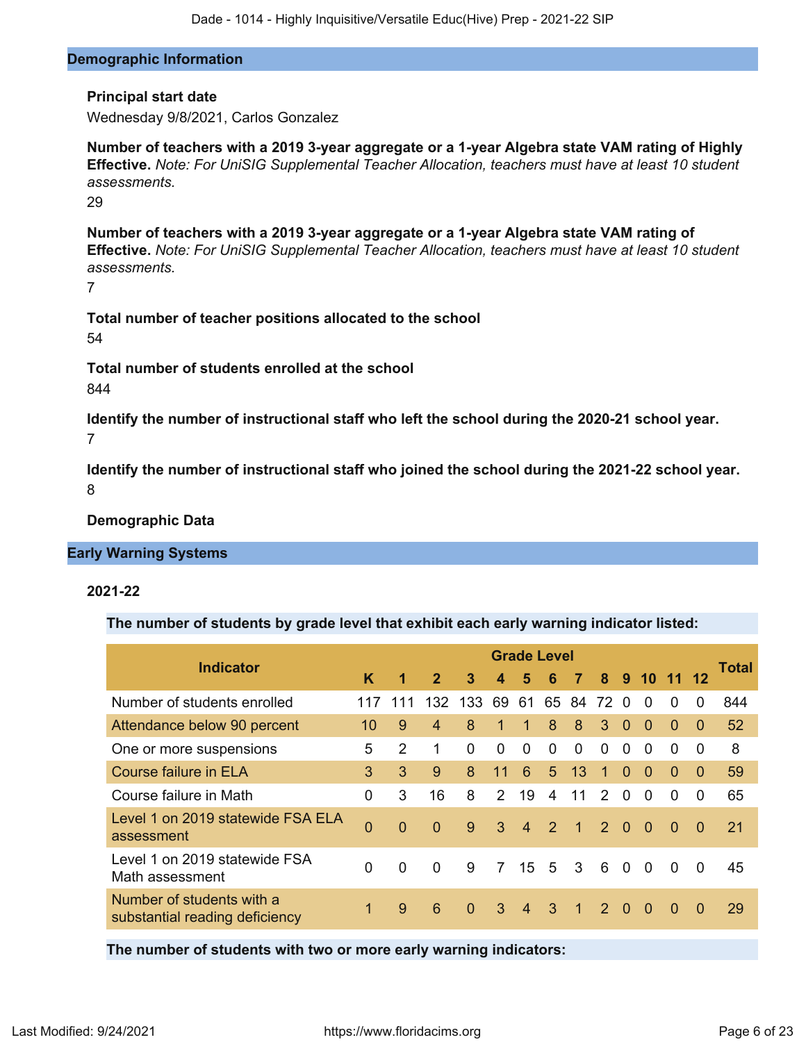## Demographic Information

**Principal start date**

Wednesday 9/8/2021, Carlos Gonzalez

**Number of teachers with a 2019 3-year aggregate or a 1-year Algebra state VAM rating of Highly Effective.** *Note: For UniSIG Supplemental Teacher Allocation, teachers must have at least 10 student assessments.*

29

**Number of teachers with a 2019 3-year aggregate or a 1-year Algebra state VAM rating of Effective.** *Note: For UniSIG Supplemental Teacher Allocation, teachers must have at least 10 student assessments.*

7

**Total number of teacher positions allocated to the school**

54

**Total number of students enrolled at the school**

844

**Identify the number of instructional staff who left the school during the 2020-21 school year.**

7

**Identify the number of instructional staff who joined the school during the 2021-22 school year.**

8

**Demographic Data**

## Early Warning Systems

**2021-22**

**The number of students by grade level that exhibit each early warning indicator listed:**

| Indicator | Grade Level | | | | | | | | | | | | | Total |
|---|---|---|---|---|---|---|---|---|---|---|---|---|---|---|
| | K | 1 | 2 | 3 | 4 | 5 | 6 | 7 | 8 | 9 | 10 | 11 | 12 | |
| Number of students enrolled | 117 | 111 | 132 | 133 | 69 | 61 | 65 | 84 | 72 | 0 | 0 | 0 | 0 | 844 |
| Attendance below 90 percent | 10 | 9 | 4 | 8 | 1 | 1 | 8 | 8 | 3 | 0 | 0 | 0 | 0 | 52 |
| One or more suspensions | 5 | 2 | 1 | 0 | 0 | 0 | 0 | 0 | 0 | 0 | 0 | 0 | 0 | 8 |
| Course failure in ELA | 3 | 3 | 9 | 8 | 11 | 6 | 5 | 13 | 1 | 0 | 0 | 0 | 0 | 59 |
| Course failure in Math | 0 | 3 | 16 | 8 | 2 | 19 | 4 | 11 | 2 | 0 | 0 | 0 | 0 | 65 |
| Level 1 on 2019 statewide FSA ELA assessment | 0 | 0 | 0 | 9 | 3 | 4 | 2 | 1 | 2 | 0 | 0 | 0 | 0 | 21 |
| Level 1 on 2019 statewide FSA Math assessment | 0 | 0 | 0 | 9 | 7 | 15 | 5 | 3 | 6 | 0 | 0 | 0 | 0 | 45 |
| Number of students with a substantial reading deficiency | 1 | 9 | 6 | 0 | 3 | 4 | 3 | 1 | 2 | 0 | 0 | 0 | 0 | 29 |

**The number of students with two or more early warning indicators:**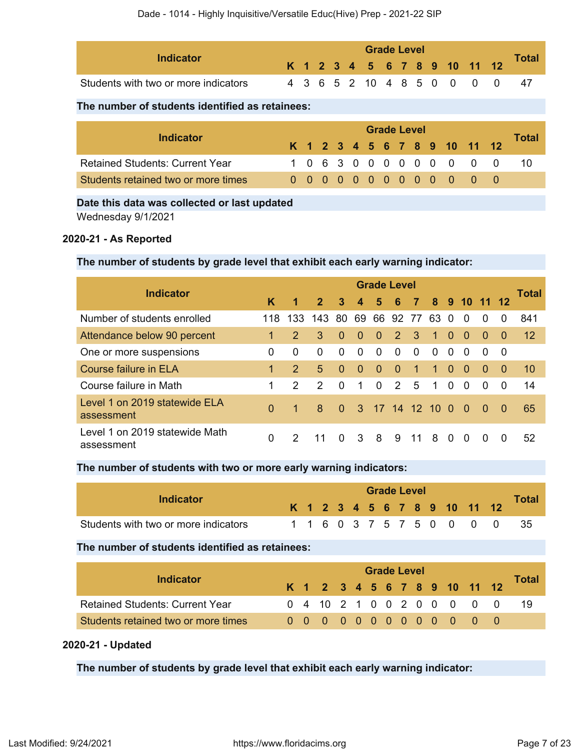| Indicator | Grade Level | | | | | | | | | | | | | Total |
|---|---|---|---|---|---|---|---|---|---|---|---|---|---|---|
| | K | 1 | 2 | 3 | 4 | 5 | 6 | 7 | 8 | 9 | 10 | 11 | 12 | |
| Students with two or more indicators | 4 | 3 | 6 | 5 | 2 | 10 | 4 | 8 | 5 | 0 | 0 | 0 | 0 | 47 |

**The number of students identified as retainees:**

| Indicator | Grade Level | | | | | | | | | | | | | Total |
|---|---|---|---|---|---|---|---|---|---|---|---|---|---|---|
| | K | 1 | 2 | 3 | 4 | 5 | 6 | 7 | 8 | 9 | 10 | 11 | 12 | |
| Retained Students: Current Year | 1 | 0 | 6 | 3 | 0 | 0 | 0 | 0 | 0 | 0 | 0 | 0 | 0 | 10 |
| Students retained two or more times | 0 | 0 | 0 | 0 | 0 | 0 | 0 | 0 | 0 | 0 | 0 | 0 | 0 | |

**Date this data was collected or last updated**

Wednesday 9/1/2021

**2020-21 - As Reported**

**The number of students by grade level that exhibit each early warning indicator:**

| Indicator | Grade Level | | | | | | | | | | | | | Total |
|---|---|---|---|---|---|---|---|---|---|---|---|---|---|---|
| | K | 1 | 2 | 3 | 4 | 5 | 6 | 7 | 8 | 9 | 10 | 11 | 12 | |
| Number of students enrolled | 118 | 133 | 143 | 80 | 69 | 66 | 92 | 77 | 63 | 0 | 0 | 0 | 0 | 841 |
| Attendance below 90 percent | 1 | 2 | 3 | 0 | 0 | 0 | 2 | 3 | 1 | 0 | 0 | 0 | 0 | 12 |
| One or more suspensions | 0 | 0 | 0 | 0 | 0 | 0 | 0 | 0 | 0 | 0 | 0 | 0 | 0 | |
| Course failure in ELA | 1 | 2 | 5 | 0 | 0 | 0 | 0 | 1 | 1 | 0 | 0 | 0 | 0 | 10 |
| Course failure in Math | 1 | 2 | 2 | 0 | 1 | 0 | 2 | 5 | 1 | 0 | 0 | 0 | 0 | 14 |
| Level 1 on 2019 statewide ELA assessment | 0 | 1 | 8 | 0 | 3 | 17 | 14 | 12 | 10 | 0 | 0 | 0 | 0 | 65 |
| Level 1 on 2019 statewide Math assessment | 0 | 2 | 11 | 0 | 3 | 8 | 9 | 11 | 8 | 0 | 0 | 0 | 0 | 52 |

**The number of students with two or more early warning indicators:**

| Indicator | Grade Level | | | | | | | | | | | | | Total |
|---|---|---|---|---|---|---|---|---|---|---|---|---|---|---|
| | K | 1 | 2 | 3 | 4 | 5 | 6 | 7 | 8 | 9 | 10 | 11 | 12 | |
| Students with two or more indicators | 1 | 1 | 6 | 0 | 3 | 7 | 5 | 7 | 5 | 0 | 0 | 0 | 0 | 35 |

**The number of students identified as retainees:**

| Indicator | Grade Level | | | | | | | | | | | | | Total |
|---|---|---|---|---|---|---|---|---|---|---|---|---|---|---|
| | K | 1 | 2 | 3 | 4 | 5 | 6 | 7 | 8 | 9 | 10 | 11 | 12 | |
| Retained Students: Current Year | 0 | 4 | 10 | 2 | 1 | 0 | 0 | 2 | 0 | 0 | 0 | 0 | 0 | 19 |
| Students retained two or more times | 0 | 0 | 0 | 0 | 0 | 0 | 0 | 0 | 0 | 0 | 0 | 0 | 0 | |

**2020-21 - Updated**

**The number of students by grade level that exhibit each early warning indicator:**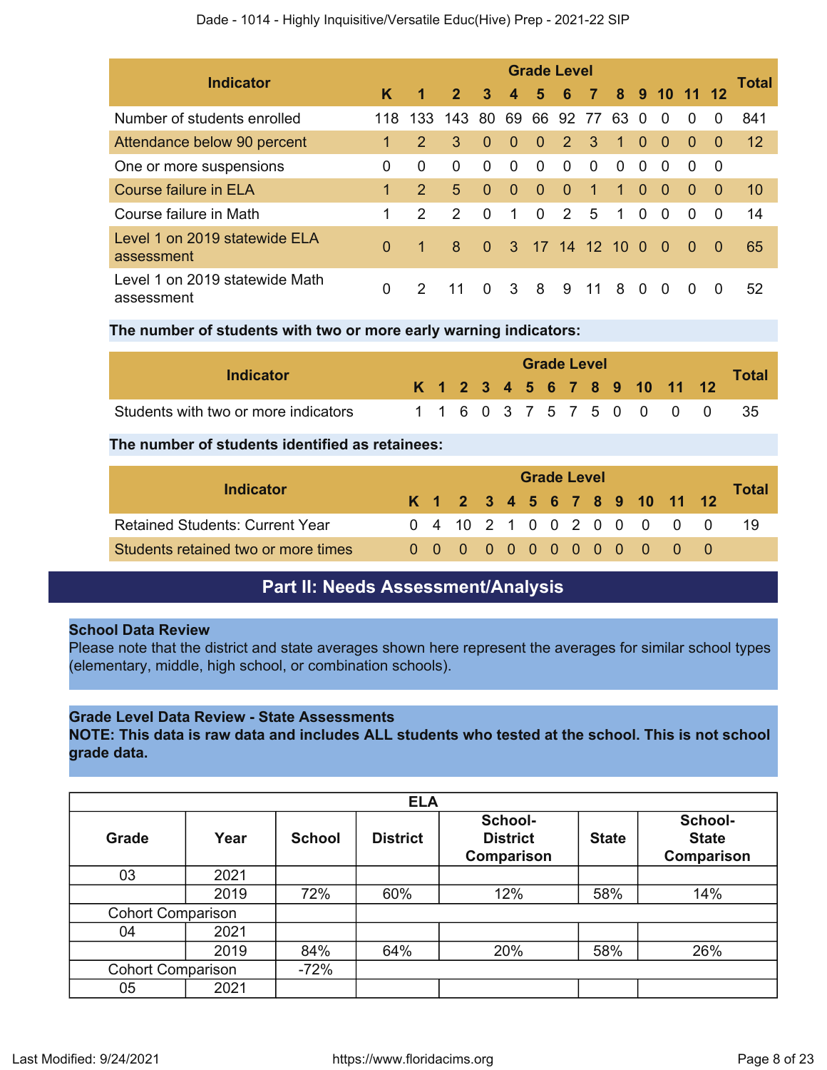| Indicator | Grade Level | | | | | | | | | | | | | Total |
|---|---|---|---|---|---|---|---|---|---|---|---|---|---|---|
| | K | 1 | 2 | 3 | 4 | 5 | 6 | 7 | 8 | 9 | 10 | 11 | 12 | |
| Number of students enrolled | 118 | 133 | 143 | 80 | 69 | 66 | 92 | 77 | 63 | 0 | 0 | 0 | 0 | 841 |
| Attendance below 90 percent | 1 | 2 | 3 | 0 | 0 | 0 | 2 | 3 | 1 | 0 | 0 | 0 | 0 | 12 |
| One or more suspensions | 0 | 0 | 0 | 0 | 0 | 0 | 0 | 0 | 0 | 0 | 0 | 0 | 0 | |
| Course failure in ELA | 1 | 2 | 5 | 0 | 0 | 0 | 0 | 1 | 1 | 0 | 0 | 0 | 0 | 10 |
| Course failure in Math | 1 | 2 | 2 | 0 | 1 | 0 | 2 | 5 | 1 | 0 | 0 | 0 | 0 | 14 |
| Level 1 on 2019 statewide ELA assessment | 0 | 1 | 8 | 0 | 3 | 17 | 14 | 12 | 10 | 0 | 0 | 0 | 0 | 65 |
| Level 1 on 2019 statewide Math assessment | 0 | 2 | 11 | 0 | 3 | 8 | 9 | 11 | 8 | 0 | 0 | 0 | 0 | 52 |

**The number of students with two or more early warning indicators:**

| Indicator | Grade Level | | | | | | | | | | | | | Total |
|---|---|---|---|---|---|---|---|---|---|---|---|---|---|---|
| | K | 1 | 2 | 3 | 4 | 5 | 6 | 7 | 8 | 9 | 10 | 11 | 12 | |
| Students with two or more indicators | 1 | 1 | 6 | 0 | 3 | 7 | 5 | 7 | 5 | 0 | 0 | 0 | 0 | 35 |

**The number of students identified as retainees:**

| Indicator | Grade Level | | | | | | | | | | | | | Total |
|---|---|---|---|---|---|---|---|---|---|---|---|---|---|---|
| | K | 1 | 2 | 3 | 4 | 5 | 6 | 7 | 8 | 9 | 10 | 11 | 12 | |
| Retained Students: Current Year | 0 | 4 | 10 | 2 | 1 | 0 | 0 | 2 | 0 | 0 | 0 | 0 | 0 | 19 |
| Students retained two or more times | 0 | 0 | 0 | 0 | 0 | 0 | 0 | 0 | 0 | 0 | 0 | 0 | 0 | |

## Part II: Needs Assessment/Analysis

**School Data Review**

Please note that the district and state averages shown here represent the averages for similar school types (elementary, middle, high school, or combination schools).

**Grade Level Data Review - State Assessments**

**NOTE: This data is raw data and includes ALL students who tested at the school. This is not school grade data.**

| ELA | | | | | | |
|---|---|---|---|---|---|---|
| **Grade** | **Year** | **School** | **District** | **School-District Comparison** | **State** | **School-State Comparison** |
| 03 | 2021 | | | | | |
| | 2019 | 72% | 60% | 12% | 58% | 14% |
| Cohort Comparison | | | | | | |
| 04 | 2021 | | | | | |
| | 2019 | 84% | 64% | 20% | 58% | 26% |
| Cohort Comparison | | -72% | | | | |
| 05 | 2021 | | | | | |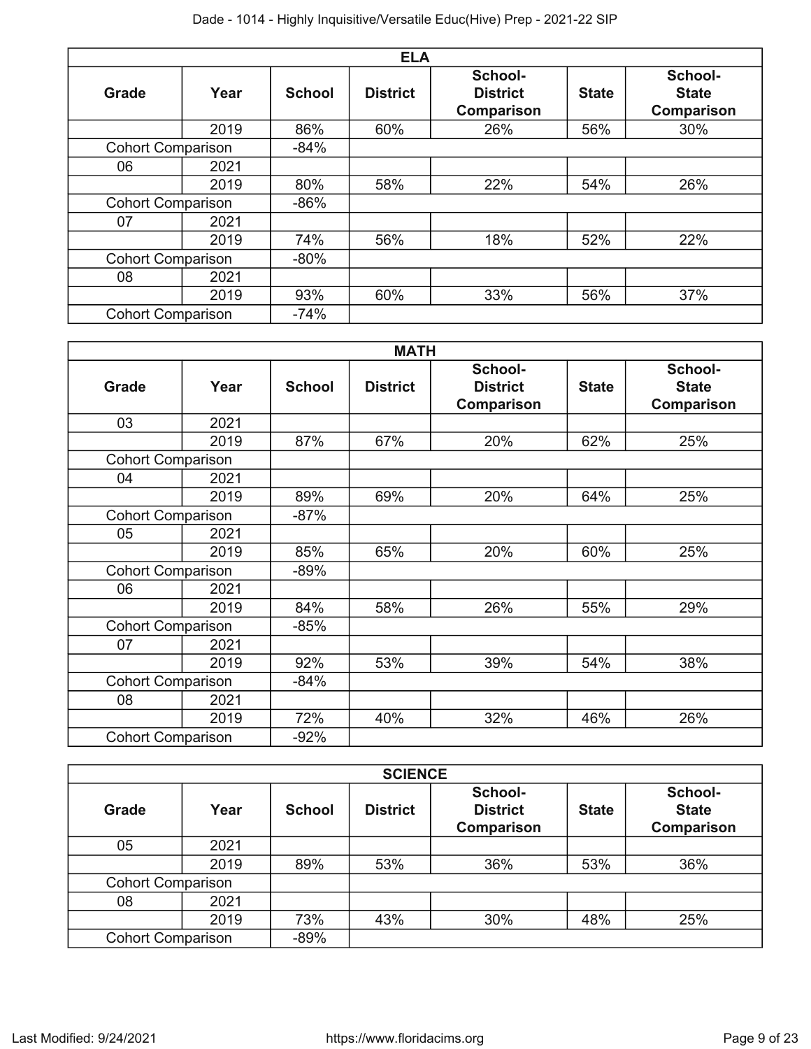| ELA | | | | | | |
|---|---|---|---|---|---|---|
| **Grade** | **Year** | **School** | **District** | **School-District Comparison** | **State** | **School-State Comparison** |
| | 2019 | 86% | 60% | 26% | 56% | 30% |
| Cohort Comparison | | -84% | | | | |
| 06 | 2021 | | | | | |
| | 2019 | 80% | 58% | 22% | 54% | 26% |
| Cohort Comparison | | -86% | | | | |
| 07 | 2021 | | | | | |
| | 2019 | 74% | 56% | 18% | 52% | 22% |
| Cohort Comparison | | -80% | | | | |
| 08 | 2021 | | | | | |
| | 2019 | 93% | 60% | 33% | 56% | 37% |
| Cohort Comparison | | -74% | | | | |

| MATH | | | | | | |
|---|---|---|---|---|---|---|
| **Grade** | **Year** | **School** | **District** | **School-District Comparison** | **State** | **School-State Comparison** |
| 03 | 2021 | | | | | |
| | 2019 | 87% | 67% | 20% | 62% | 25% |
| Cohort Comparison | | | | | | |
| 04 | 2021 | | | | | |
| | 2019 | 89% | 69% | 20% | 64% | 25% |
| Cohort Comparison | | -87% | | | | |
| 05 | 2021 | | | | | |
| | 2019 | 85% | 65% | 20% | 60% | 25% |
| Cohort Comparison | | -89% | | | | |
| 06 | 2021 | | | | | |
| | 2019 | 84% | 58% | 26% | 55% | 29% |
| Cohort Comparison | | -85% | | | | |
| 07 | 2021 | | | | | |
| | 2019 | 92% | 53% | 39% | 54% | 38% |
| Cohort Comparison | | -84% | | | | |
| 08 | 2021 | | | | | |
| | 2019 | 72% | 40% | 32% | 46% | 26% |
| Cohort Comparison | | -92% | | | | |

| SCIENCE | | | | | | |
|---|---|---|---|---|---|---|
| **Grade** | **Year** | **School** | **District** | **School-District Comparison** | **State** | **School-State Comparison** |
| 05 | 2021 | | | | | |
| | 2019 | 89% | 53% | 36% | 53% | 36% |
| Cohort Comparison | | | | | | |
| 08 | 2021 | | | | | |
| | 2019 | 73% | 43% | 30% | 48% | 25% |
| Cohort Comparison | | -89% | | | | |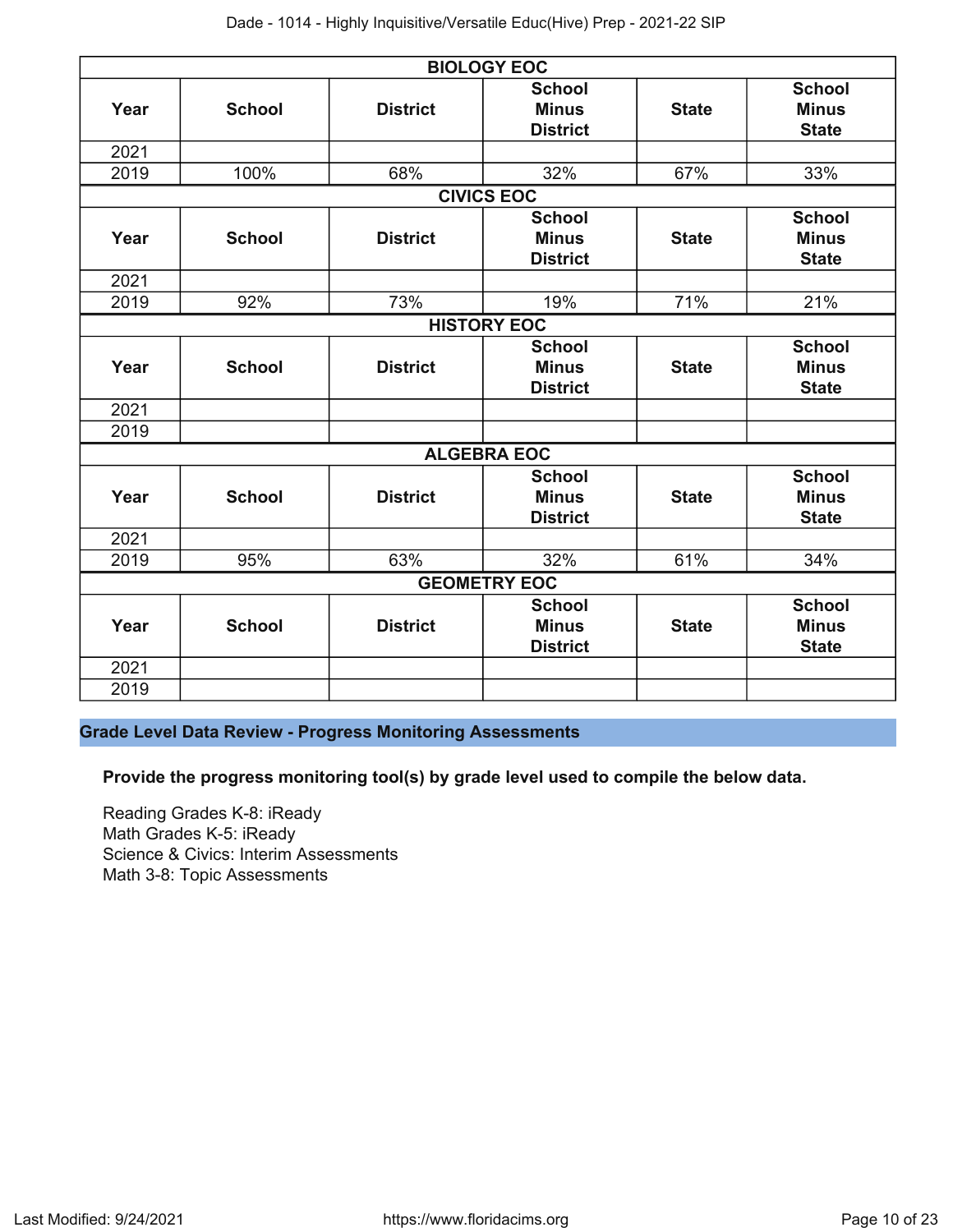| BIOLOGY EOC | | | | | |
|---|---|---|---|---|---|
| Year | School | District | School Minus District | State | School Minus State |
| 2021 | | | | | |
| 2019 | 100% | 68% | 32% | 67% | 33% |

| CIVICS EOC | | | | | |
|---|---|---|---|---|---|
| Year | School | District | School Minus District | State | School Minus State |
| 2021 | | | | | |
| 2019 | 92% | 73% | 19% | 71% | 21% |

| HISTORY EOC | | | | | |
|---|---|---|---|---|---|
| Year | School | District | School Minus District | State | School Minus State |
| 2021 | | | | | |
| 2019 | | | | | |

| ALGEBRA EOC | | | | | |
|---|---|---|---|---|---|
| Year | School | District | School Minus District | State | School Minus State |
| 2021 | | | | | |
| 2019 | 95% | 63% | 32% | 61% | 34% |

| GEOMETRY EOC | | | | | |
|---|---|---|---|---|---|
| Year | School | District | School Minus District | State | School Minus State |
| 2021 | | | | | |
| 2019 | | | | | |

## Grade Level Data Review - Progress Monitoring Assessments

**Provide the progress monitoring tool(s) by grade level used to compile the below data.**

Reading Grades K-8: iReady
Math Grades K-5: iReady
Science & Civics: Interim Assessments
Math 3-8: Topic Assessments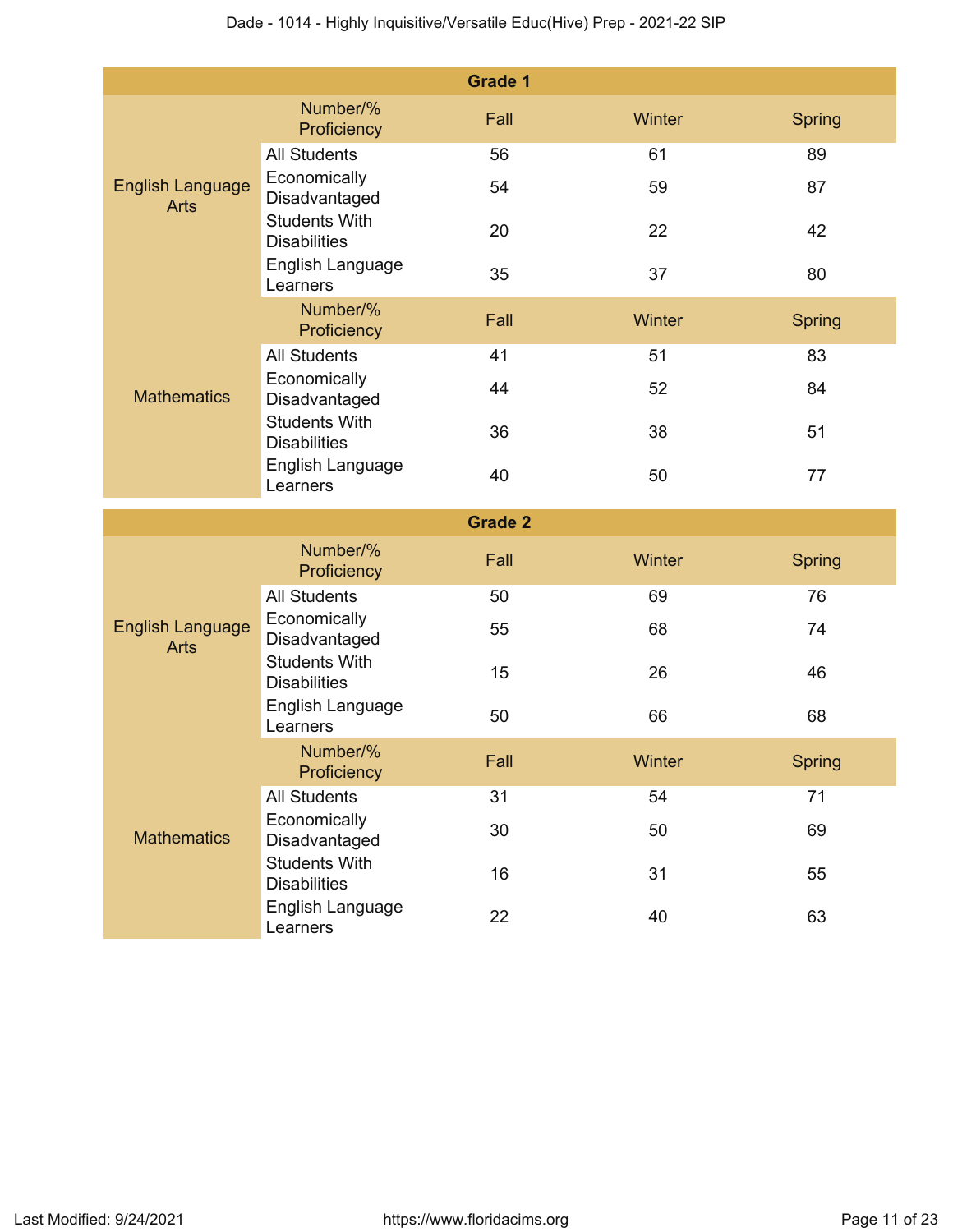| Grade 1 | | | | |
|---|---|---|---|---|
| | Number/% Proficiency | Fall | Winter | Spring |
| English Language Arts | All Students | 56 | 61 | 89 |
| | Economically Disadvantaged | 54 | 59 | 87 |
| | Students With Disabilities | 20 | 22 | 42 |
| | English Language Learners | 35 | 37 | 80 |
| | Number/% Proficiency | Fall | Winter | Spring |
| Mathematics | All Students | 41 | 51 | 83 |
| | Economically Disadvantaged | 44 | 52 | 84 |
| | Students With Disabilities | 36 | 38 | 51 |
| | English Language Learners | 40 | 50 | 77 |

| Grade 2 | | | | |
|---|---|---|---|---|
| | Number/% Proficiency | Fall | Winter | Spring |
| English Language Arts | All Students | 50 | 69 | 76 |
| | Economically Disadvantaged | 55 | 68 | 74 |
| | Students With Disabilities | 15 | 26 | 46 |
| | English Language Learners | 50 | 66 | 68 |
| | Number/% Proficiency | Fall | Winter | Spring |
| Mathematics | All Students | 31 | 54 | 71 |
| | Economically Disadvantaged | 30 | 50 | 69 |
| | Students With Disabilities | 16 | 31 | 55 |
| | English Language Learners | 22 | 40 | 63 |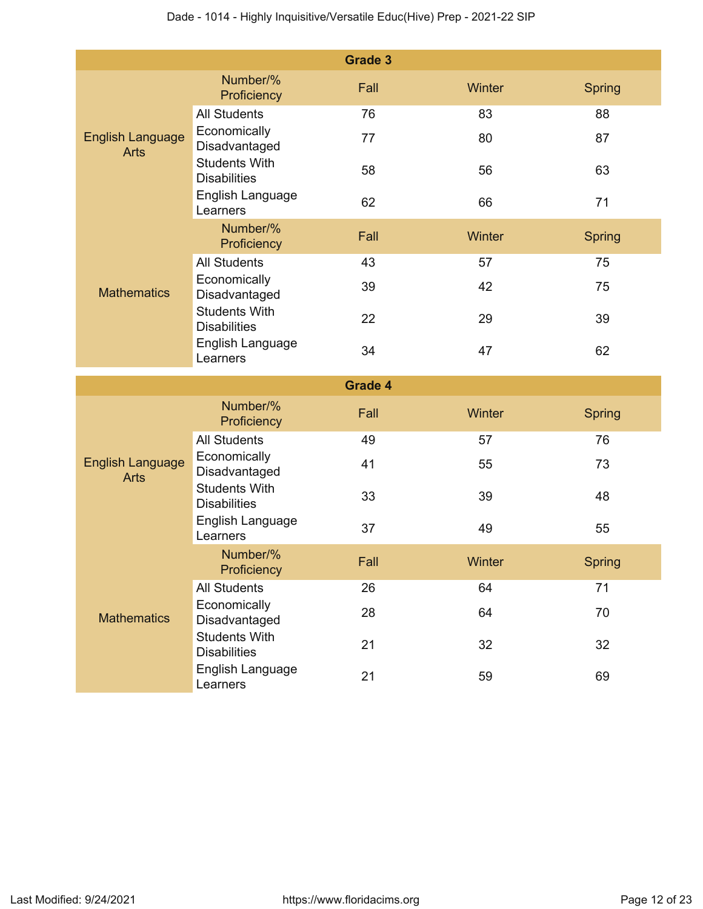| Grade 3 | | | | |
|---|---|---|---|---|
| | Number/% Proficiency | Fall | Winter | Spring |
| English Language Arts | All Students | 76 | 83 | 88 |
| | Economically Disadvantaged | 77 | 80 | 87 |
| | Students With Disabilities | 58 | 56 | 63 |
| | English Language Learners | 62 | 66 | 71 |
| | Number/% Proficiency | Fall | Winter | Spring |
| Mathematics | All Students | 43 | 57 | 75 |
| | Economically Disadvantaged | 39 | 42 | 75 |
| | Students With Disabilities | 22 | 29 | 39 |
| | English Language Learners | 34 | 47 | 62 |

| Grade 4 | | | | |
|---|---|---|---|---|
| | Number/% Proficiency | Fall | Winter | Spring |
| English Language Arts | All Students | 49 | 57 | 76 |
| | Economically Disadvantaged | 41 | 55 | 73 |
| | Students With Disabilities | 33 | 39 | 48 |
| | English Language Learners | 37 | 49 | 55 |
| | Number/% Proficiency | Fall | Winter | Spring |
| Mathematics | All Students | 26 | 64 | 71 |
| | Economically Disadvantaged | 28 | 64 | 70 |
| | Students With Disabilities | 21 | 32 | 32 |
| | English Language Learners | 21 | 59 | 69 |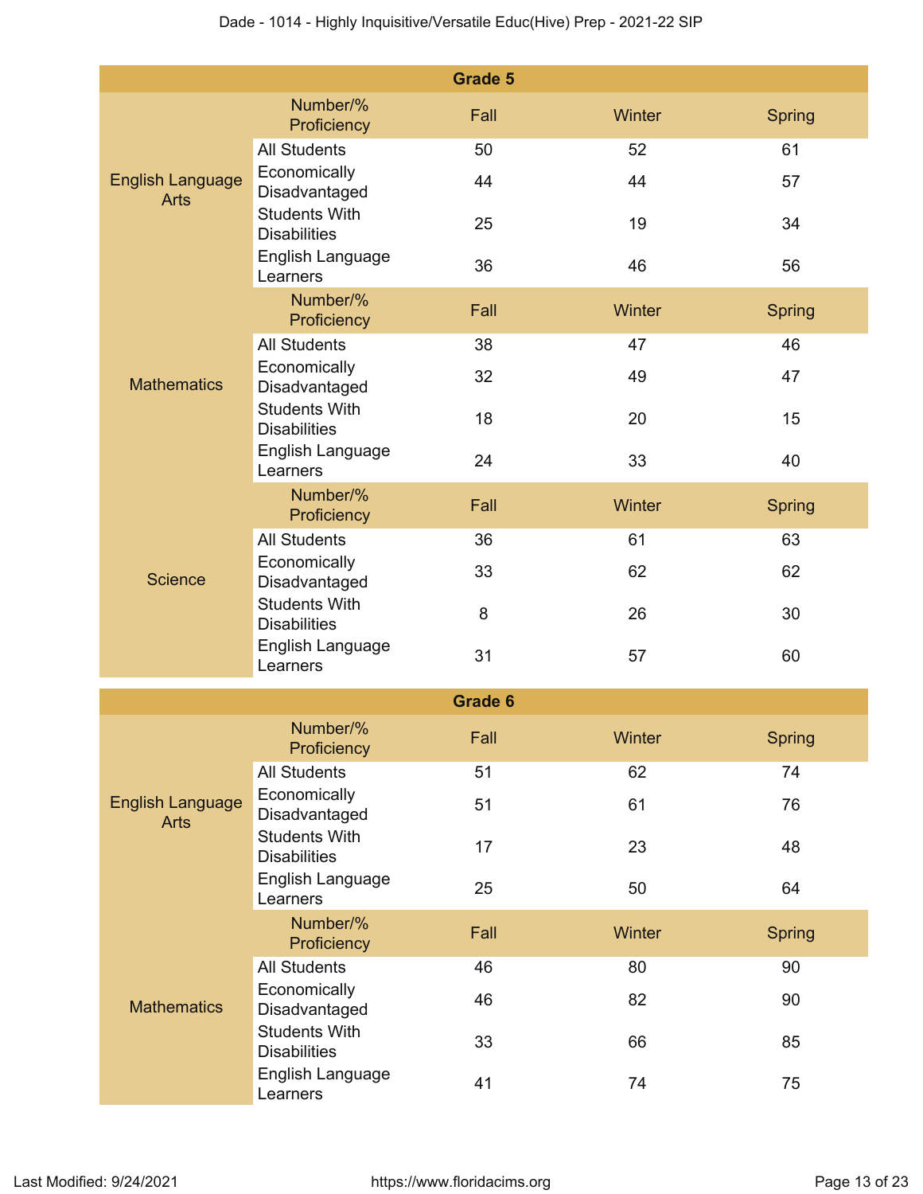| Grade 5 | | | | |
|---|---|---|---|---|
| | Number/% Proficiency | Fall | Winter | Spring |
| English Language Arts | All Students | 50 | 52 | 61 |
| | Economically Disadvantaged | 44 | 44 | 57 |
| | Students With Disabilities | 25 | 19 | 34 |
| | English Language Learners | 36 | 46 | 56 |
| | Number/% Proficiency | Fall | Winter | Spring |
| Mathematics | All Students | 38 | 47 | 46 |
| | Economically Disadvantaged | 32 | 49 | 47 |
| | Students With Disabilities | 18 | 20 | 15 |
| | English Language Learners | 24 | 33 | 40 |
| | Number/% Proficiency | Fall | Winter | Spring |
| Science | All Students | 36 | 61 | 63 |
| | Economically Disadvantaged | 33 | 62 | 62 |
| | Students With Disabilities | 8 | 26 | 30 |
| | English Language Learners | 31 | 57 | 60 |

| Grade 6 | | | | |
|---|---|---|---|---|
| | Number/% Proficiency | Fall | Winter | Spring |
| English Language Arts | All Students | 51 | 62 | 74 |
| | Economically Disadvantaged | 51 | 61 | 76 |
| | Students With Disabilities | 17 | 23 | 48 |
| | English Language Learners | 25 | 50 | 64 |
| | Number/% Proficiency | Fall | Winter | Spring |
| Mathematics | All Students | 46 | 80 | 90 |
| | Economically Disadvantaged | 46 | 82 | 90 |
| | Students With Disabilities | 33 | 66 | 85 |
| | English Language Learners | 41 | 74 | 75 |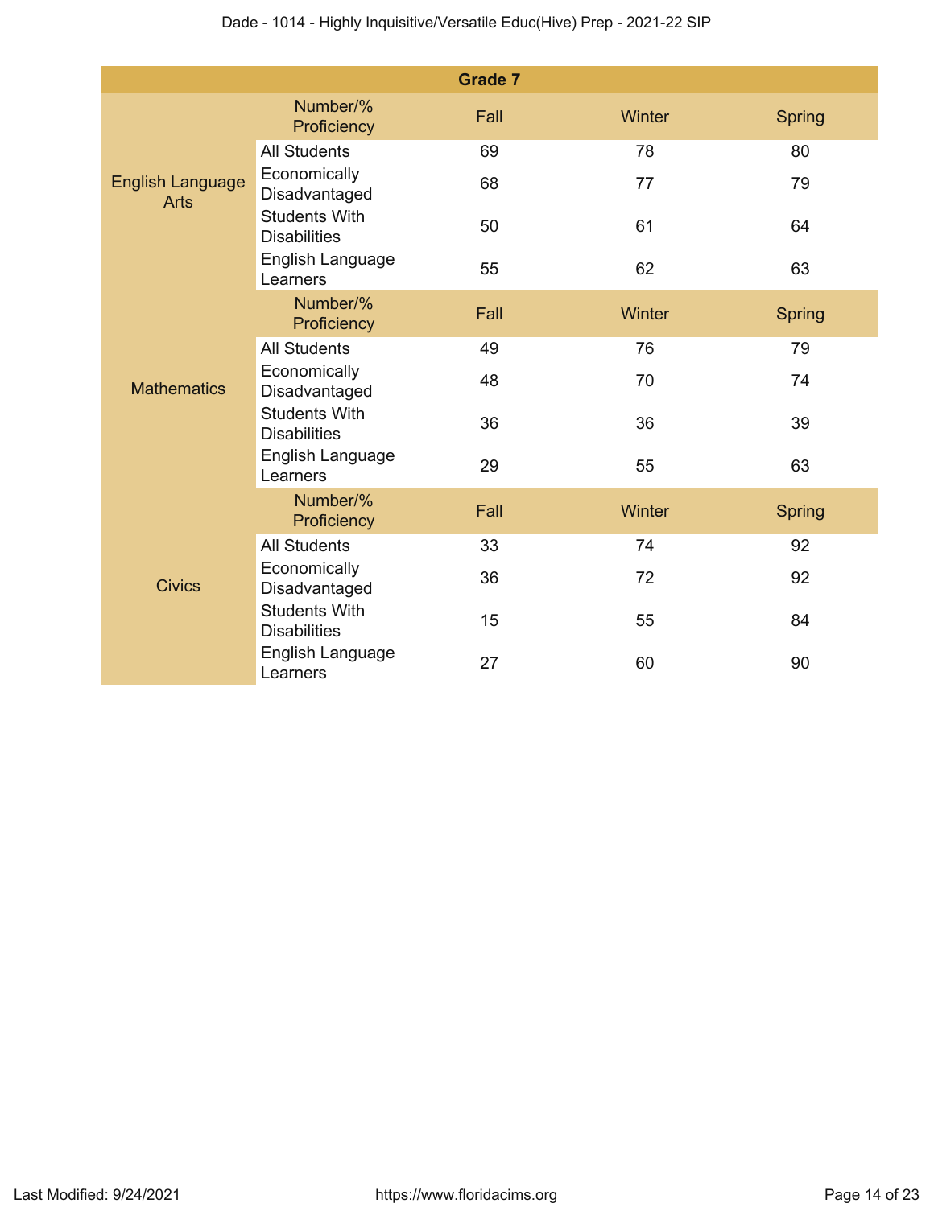| Grade 7 | | | | |
|---|---|---|---|---|
| | Number/% Proficiency | Fall | Winter | Spring |
| English Language Arts | All Students | 69 | 78 | 80 |
| | Economically Disadvantaged | 68 | 77 | 79 |
| | Students With Disabilities | 50 | 61 | 64 |
| | English Language Learners | 55 | 62 | 63 |
| | Number/% Proficiency | Fall | Winter | Spring |
| Mathematics | All Students | 49 | 76 | 79 |
| | Economically Disadvantaged | 48 | 70 | 74 |
| | Students With Disabilities | 36 | 36 | 39 |
| | English Language Learners | 29 | 55 | 63 |
| | Number/% Proficiency | Fall | Winter | Spring |
| Civics | All Students | 33 | 74 | 92 |
| | Economically Disadvantaged | 36 | 72 | 92 |
| | Students With Disabilities | 15 | 55 | 84 |
| | English Language Learners | 27 | 60 | 90 |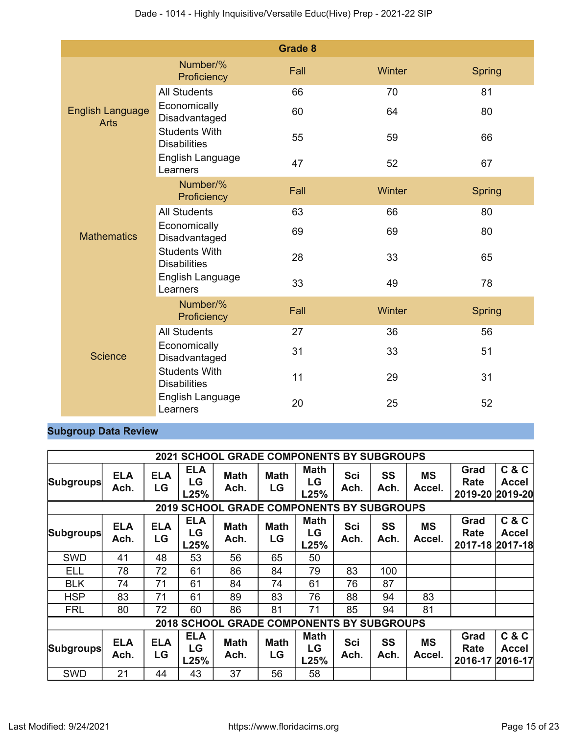| Grade 8 | | | | |
|---|---|---|---|---|
| | Number/% Proficiency | Fall | Winter | Spring |
| English Language Arts | All Students | 66 | 70 | 81 |
| | Economically Disadvantaged | 60 | 64 | 80 |
| | Students With Disabilities | 55 | 59 | 66 |
| | English Language Learners | 47 | 52 | 67 |
| | Number/% Proficiency | Fall | Winter | Spring |
| Mathematics | All Students | 63 | 66 | 80 |
| | Economically Disadvantaged | 69 | 69 | 80 |
| | Students With Disabilities | 28 | 33 | 65 |
| | English Language Learners | 33 | 49 | 78 |
| | Number/% Proficiency | Fall | Winter | Spring |
| Science | All Students | 27 | 36 | 56 |
| | Economically Disadvantaged | 31 | 33 | 51 |
| | Students With Disabilities | 11 | 29 | 31 |
| | English Language Learners | 20 | 25 | 52 |

## Subgroup Data Review

| 2021 SCHOOL GRADE COMPONENTS BY SUBGROUPS | | | | | | | | | | | |
|---|---|---|---|---|---|---|---|---|---|---|---|
| Subgroups | ELA Ach. | ELA LG | ELA LG L25% | Math Ach. | Math LG | Math LG L25% | Sci Ach. | SS Ach. | MS Accel. | Grad Rate 2019-20 | C & C Accel 2019-20 |

| 2019 SCHOOL GRADE COMPONENTS BY SUBGROUPS | | | | | | | | | | | |
|---|---|---|---|---|---|---|---|---|---|---|---|
| Subgroups | ELA Ach. | ELA LG | ELA LG L25% | Math Ach. | Math LG | Math LG L25% | Sci Ach. | SS Ach. | MS Accel. | Grad Rate 2017-18 | C & C Accel 2017-18 |
| SWD | 41 | 48 | 53 | 56 | 65 | 50 | | | | | |
| ELL | 78 | 72 | 61 | 86 | 84 | 79 | 83 | 100 | | | |
| BLK | 74 | 71 | 61 | 84 | 74 | 61 | 76 | 87 | | | |
| HSP | 83 | 71 | 61 | 89 | 83 | 76 | 88 | 94 | 83 | | |
| FRL | 80 | 72 | 60 | 86 | 81 | 71 | 85 | 94 | 81 | | |

| 2018 SCHOOL GRADE COMPONENTS BY SUBGROUPS | | | | | | | | | | | |
|---|---|---|---|---|---|---|---|---|---|---|---|
| Subgroups | ELA Ach. | ELA LG | ELA LG L25% | Math Ach. | Math LG | Math LG L25% | Sci Ach. | SS Ach. | MS Accel. | Grad Rate 2016-17 | C & C Accel 2016-17 |
| SWD | 21 | 44 | 43 | 37 | 56 | 58 | | | | | |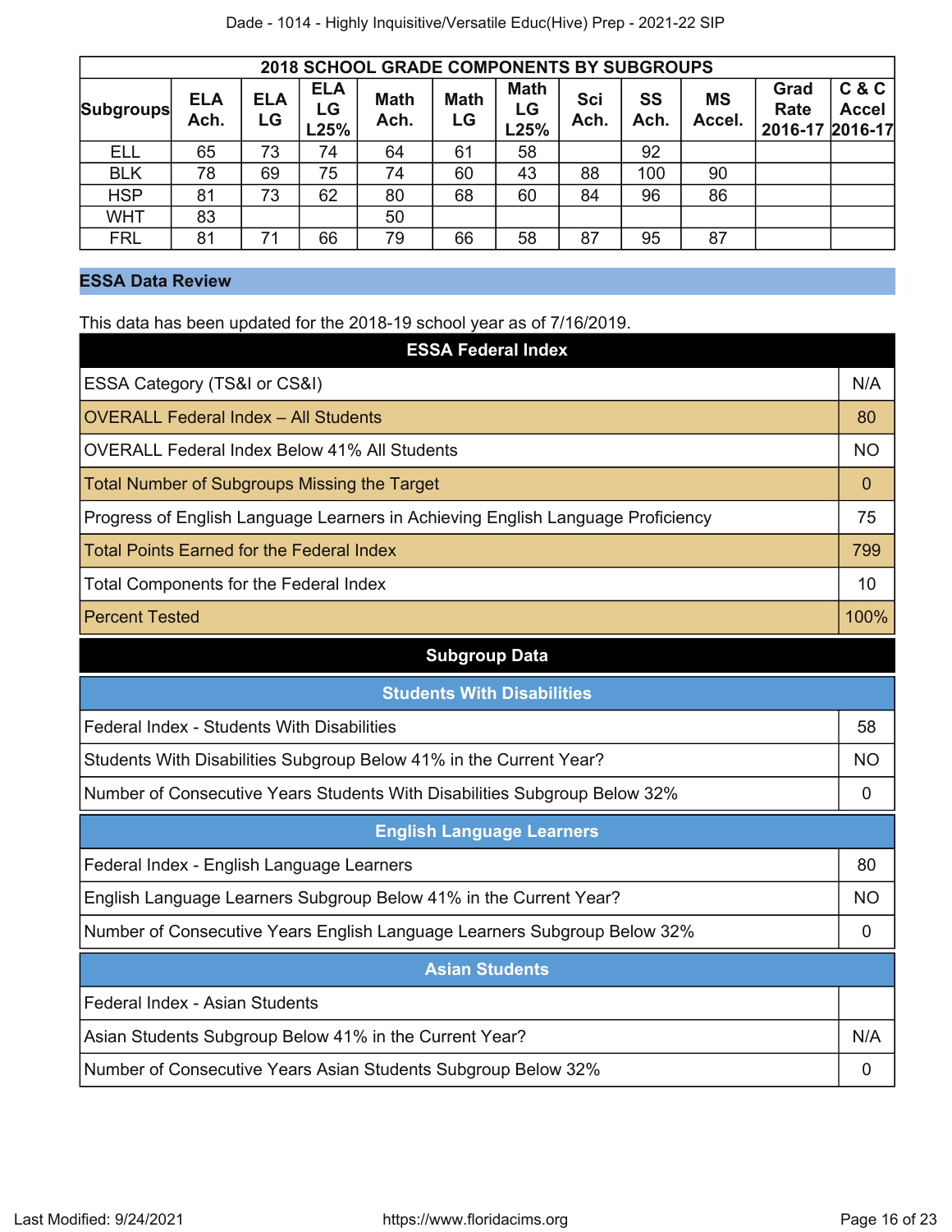| 2018 SCHOOL GRADE COMPONENTS BY SUBGROUPS | | | | | | | | | | | |
|---|---|---|---|---|---|---|---|---|---|---|---|
| Subgroups | ELA Ach. | ELA LG | ELA LG L25% | Math Ach. | Math LG | Math LG L25% | Sci Ach. | SS Ach. | MS Accel. | Grad Rate 2016-17 | C & C Accel 2016-17 |
| ELL | 65 | 73 | 74 | 64 | 61 | 58 | | 92 | | | |
| BLK | 78 | 69 | 75 | 74 | 60 | 43 | 88 | 100 | 90 | | |
| HSP | 81 | 73 | 62 | 80 | 68 | 60 | 84 | 96 | 86 | | |
| WHT | 83 | | | 50 | | | | | | | |
| FRL | 81 | 71 | 66 | 79 | 66 | 58 | 87 | 95 | 87 | | |

## ESSA Data Review

This data has been updated for the 2018-19 school year as of 7/16/2019.

| ESSA Federal Index | |
|---|---|
| ESSA Category (TS&I or CS&I) | N/A |
| OVERALL Federal Index – All Students | 80 |
| OVERALL Federal Index Below 41% All Students | NO |
| Total Number of Subgroups Missing the Target | 0 |
| Progress of English Language Learners in Achieving English Language Proficiency | 75 |
| Total Points Earned for the Federal Index | 799 |
| Total Components for the Federal Index | 10 |
| Percent Tested | 100% |

### Subgroup Data

| Students With Disabilities | |
|---|---|
| Federal Index - Students With Disabilities | 58 |
| Students With Disabilities Subgroup Below 41% in the Current Year? | NO |
| Number of Consecutive Years Students With Disabilities Subgroup Below 32% | 0 |

| English Language Learners | |
|---|---|
| Federal Index - English Language Learners | 80 |
| English Language Learners Subgroup Below 41% in the Current Year? | NO |
| Number of Consecutive Years English Language Learners Subgroup Below 32% | 0 |

| Asian Students | |
|---|---|
| Federal Index - Asian Students | |
| Asian Students Subgroup Below 41% in the Current Year? | N/A |
| Number of Consecutive Years Asian Students Subgroup Below 32% | 0 |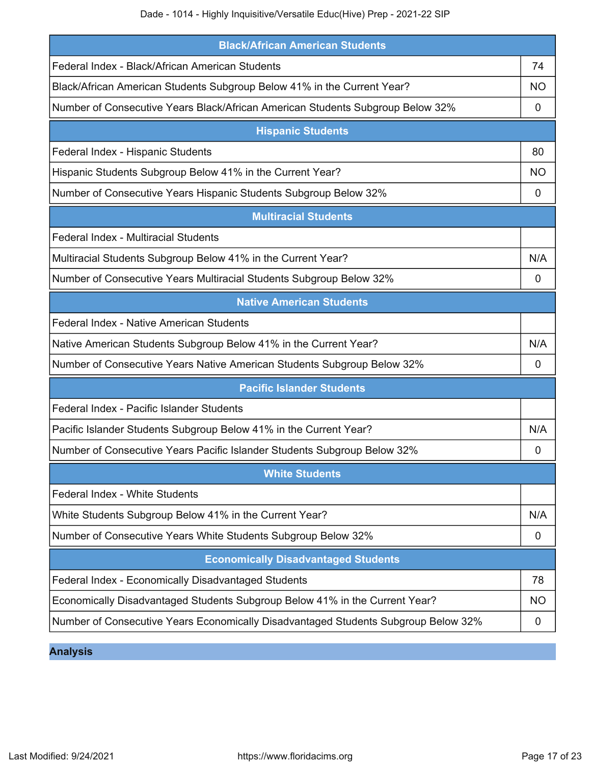| Black/African American Students | |
|---|---|
| Federal Index - Black/African American Students | 74 |
| Black/African American Students Subgroup Below 41% in the Current Year? | NO |
| Number of Consecutive Years Black/African American Students Subgroup Below 32% | 0 |

| Hispanic Students | |
|---|---|
| Federal Index - Hispanic Students | 80 |
| Hispanic Students Subgroup Below 41% in the Current Year? | NO |
| Number of Consecutive Years Hispanic Students Subgroup Below 32% | 0 |

| Multiracial Students | |
|---|---|
| Federal Index - Multiracial Students | |
| Multiracial Students Subgroup Below 41% in the Current Year? | N/A |
| Number of Consecutive Years Multiracial Students Subgroup Below 32% | 0 |

| Native American Students | |
|---|---|
| Federal Index - Native American Students | |
| Native American Students Subgroup Below 41% in the Current Year? | N/A |
| Number of Consecutive Years Native American Students Subgroup Below 32% | 0 |

| Pacific Islander Students | |
|---|---|
| Federal Index - Pacific Islander Students | |
| Pacific Islander Students Subgroup Below 41% in the Current Year? | N/A |
| Number of Consecutive Years Pacific Islander Students Subgroup Below 32% | 0 |

| White Students | |
|---|---|
| Federal Index - White Students | |
| White Students Subgroup Below 41% in the Current Year? | N/A |
| Number of Consecutive Years White Students Subgroup Below 32% | 0 |

| Economically Disadvantaged Students | |
|---|---|
| Federal Index - Economically Disadvantaged Students | 78 |
| Economically Disadvantaged Students Subgroup Below 41% in the Current Year? | NO |
| Number of Consecutive Years Economically Disadvantaged Students Subgroup Below 32% | 0 |

## Analysis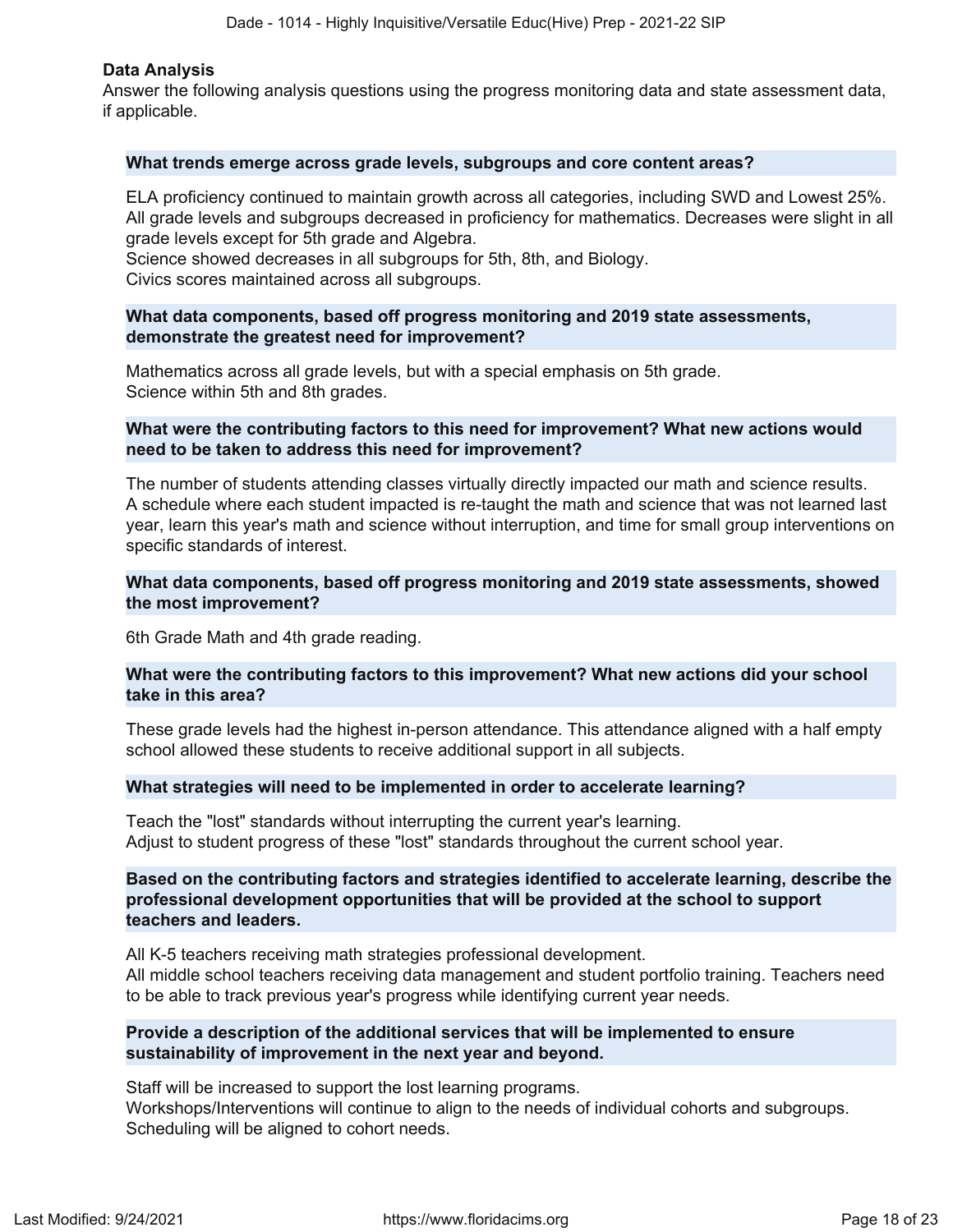## Data Analysis

Answer the following analysis questions using the progress monitoring data and state assessment data, if applicable.

### What trends emerge across grade levels, subgroups and core content areas?

ELA proficiency continued to maintain growth across all categories, including SWD and Lowest 25%.
All grade levels and subgroups decreased in proficiency for mathematics. Decreases were slight in all grade levels except for 5th grade and Algebra.
Science showed decreases in all subgroups for 5th, 8th, and Biology.
Civics scores maintained across all subgroups.

### What data components, based off progress monitoring and 2019 state assessments, demonstrate the greatest need for improvement?

Mathematics across all grade levels, but with a special emphasis on 5th grade.
Science within 5th and 8th grades.

### What were the contributing factors to this need for improvement? What new actions would need to be taken to address this need for improvement?

The number of students attending classes virtually directly impacted our math and science results.
A schedule where each student impacted is re-taught the math and science that was not learned last year, learn this year's math and science without interruption, and time for small group interventions on specific standards of interest.

### What data components, based off progress monitoring and 2019 state assessments, showed the most improvement?

6th Grade Math and 4th grade reading.

### What were the contributing factors to this improvement? What new actions did your school take in this area?

These grade levels had the highest in-person attendance. This attendance aligned with a half empty school allowed these students to receive additional support in all subjects.

### What strategies will need to be implemented in order to accelerate learning?

Teach the "lost" standards without interrupting the current year's learning.
Adjust to student progress of these "lost" standards throughout the current school year.

### Based on the contributing factors and strategies identified to accelerate learning, describe the professional development opportunities that will be provided at the school to support teachers and leaders.

All K-5 teachers receiving math strategies professional development.
All middle school teachers receiving data management and student portfolio training. Teachers need to be able to track previous year's progress while identifying current year needs.

### Provide a description of the additional services that will be implemented to ensure sustainability of improvement in the next year and beyond.

Staff will be increased to support the lost learning programs.
Workshops/Interventions will continue to align to the needs of individual cohorts and subgroups.
Scheduling will be aligned to cohort needs.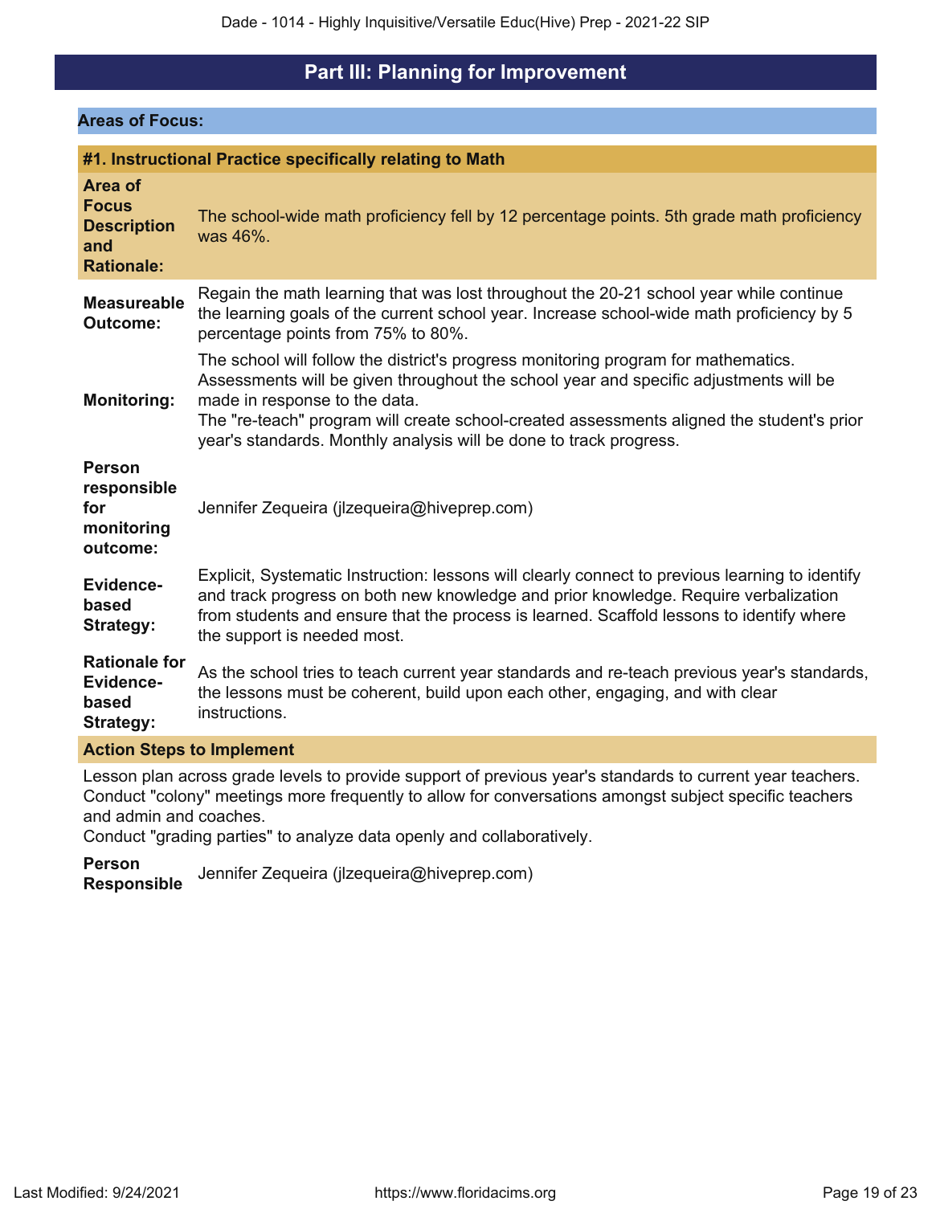# Part III: Planning for Improvement

## Areas of Focus:

### #1. Instructional Practice specifically relating to Math

**Area of Focus Description and Rationale:** The school-wide math proficiency fell by 12 percentage points. 5th grade math proficiency was 46%.

**Measureable Outcome:** Regain the math learning that was lost throughout the 20-21 school year while continue the learning goals of the current school year. Increase school-wide math proficiency by 5 percentage points from 75% to 80%.

**Monitoring:** The school will follow the district's progress monitoring program for mathematics. Assessments will be given throughout the school year and specific adjustments will be made in response to the data.
The "re-teach" program will create school-created assessments aligned the student's prior year's standards. Monthly analysis will be done to track progress.

**Person responsible for monitoring outcome:** Jennifer Zequeira (jlzequeira@hiveprep.com)

**Evidence-based Strategy:** Explicit, Systematic Instruction: lessons will clearly connect to previous learning to identify and track progress on both new knowledge and prior knowledge. Require verbalization from students and ensure that the process is learned. Scaffold lessons to identify where the support is needed most.

**Rationale for Evidence-based Strategy:** As the school tries to teach current year standards and re-teach previous year's standards, the lessons must be coherent, build upon each other, engaging, and with clear instructions.

**Action Steps to Implement**

Lesson plan across grade levels to provide support of previous year's standards to current year teachers.
Conduct "colony" meetings more frequently to allow for conversations amongst subject specific teachers and admin and coaches.
Conduct "grading parties" to analyze data openly and collaboratively.

**Person Responsible** Jennifer Zequeira (jlzequeira@hiveprep.com)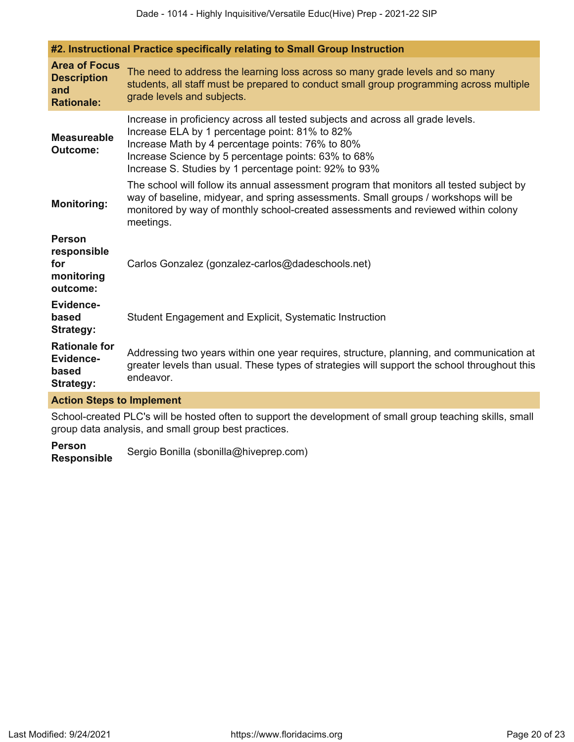### #2. Instructional Practice specifically relating to Small Group Instruction

| | |
|---|---|
| **Area of Focus Description and Rationale:** | The need to address the learning loss across so many grade levels and so many students, all staff must be prepared to conduct small group programming across multiple grade levels and subjects. |
| **Measureable Outcome:** | Increase in proficiency across all tested subjects and across all grade levels.<br>Increase ELA by 1 percentage point: 81% to 82%<br>Increase Math by 4 percentage points: 76% to 80%<br>Increase Science by 5 percentage points: 63% to 68%<br>Increase S. Studies by 1 percentage point: 92% to 93% |
| **Monitoring:** | The school will follow its annual assessment program that monitors all tested subject by way of baseline, midyear, and spring assessments. Small groups / workshops will be monitored by way of monthly school-created assessments and reviewed within colony meetings. |
| **Person responsible for monitoring outcome:** | Carlos Gonzalez (gonzalez-carlos@dadeschools.net) |
| **Evidence-based Strategy:** | Student Engagement and Explicit, Systematic Instruction |
| **Rationale for Evidence-based Strategy:** | Addressing two years within one year requires, structure, planning, and communication at greater levels than usual. These types of strategies will support the school throughout this endeavor. |

**Action Steps to Implement**

School-created PLC's will be hosted often to support the development of small group teaching skills, small group data analysis, and small group best practices.

**Person Responsible** Sergio Bonilla (sbonilla@hiveprep.com)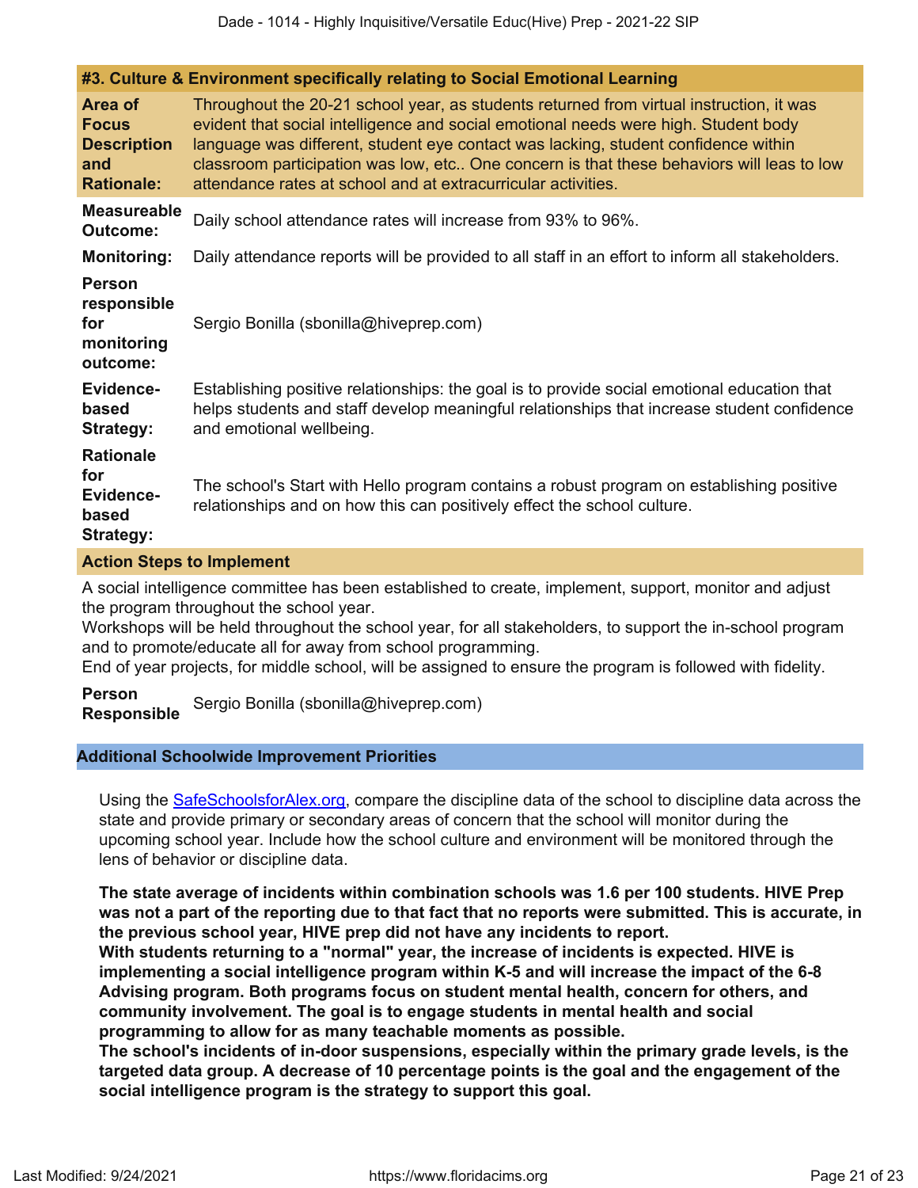#### #3. Culture & Environment specifically relating to Social Emotional Learning

**Area of Focus Description and Rationale:** Throughout the 20-21 school year, as students returned from virtual instruction, it was evident that social intelligence and social emotional needs were high. Student body language was different, student eye contact was lacking, student confidence within classroom participation was low, etc.. One concern is that these behaviors will leas to low attendance rates at school and at extracurricular activities.

**Measureable Outcome:** Daily school attendance rates will increase from 93% to 96%.

**Monitoring:** Daily attendance reports will be provided to all staff in an effort to inform all stakeholders.

**Person responsible for monitoring outcome:** Sergio Bonilla (sbonilla@hiveprep.com)

**Evidence-based Strategy:** Establishing positive relationships: the goal is to provide social emotional education that helps students and staff develop meaningful relationships that increase student confidence and emotional wellbeing.

**Rationale for Evidence-based Strategy:** The school's Start with Hello program contains a robust program on establishing positive relationships and on how this can positively effect the school culture.

**Action Steps to Implement**

A social intelligence committee has been established to create, implement, support, monitor and adjust the program throughout the school year.
Workshops will be held throughout the school year, for all stakeholders, to support the in-school program and to promote/educate all for away from school programming.
End of year projects, for middle school, will be assigned to ensure the program is followed with fidelity.

**Person Responsible** Sergio Bonilla (sbonilla@hiveprep.com)

### Additional Schoolwide Improvement Priorities

Using the SafeSchoolsforAlex.org, compare the discipline data of the school to discipline data across the state and provide primary or secondary areas of concern that the school will monitor during the upcoming school year. Include how the school culture and environment will be monitored through the lens of behavior or discipline data.

**The state average of incidents within combination schools was 1.6 per 100 students. HIVE Prep was not a part of the reporting due to that fact that no reports were submitted. This is accurate, in the previous school year, HIVE prep did not have any incidents to report.**
**With students returning to a "normal" year, the increase of incidents is expected. HIVE is implementing a social intelligence program within K-5 and will increase the impact of the 6-8 Advising program. Both programs focus on student mental health, concern for others, and community involvement. The goal is to engage students in mental health and social programming to allow for as many teachable moments as possible.**
**The school's incidents of in-door suspensions, especially within the primary grade levels, is the targeted data group. A decrease of 10 percentage points is the goal and the engagement of the social intelligence program is the strategy to support this goal.**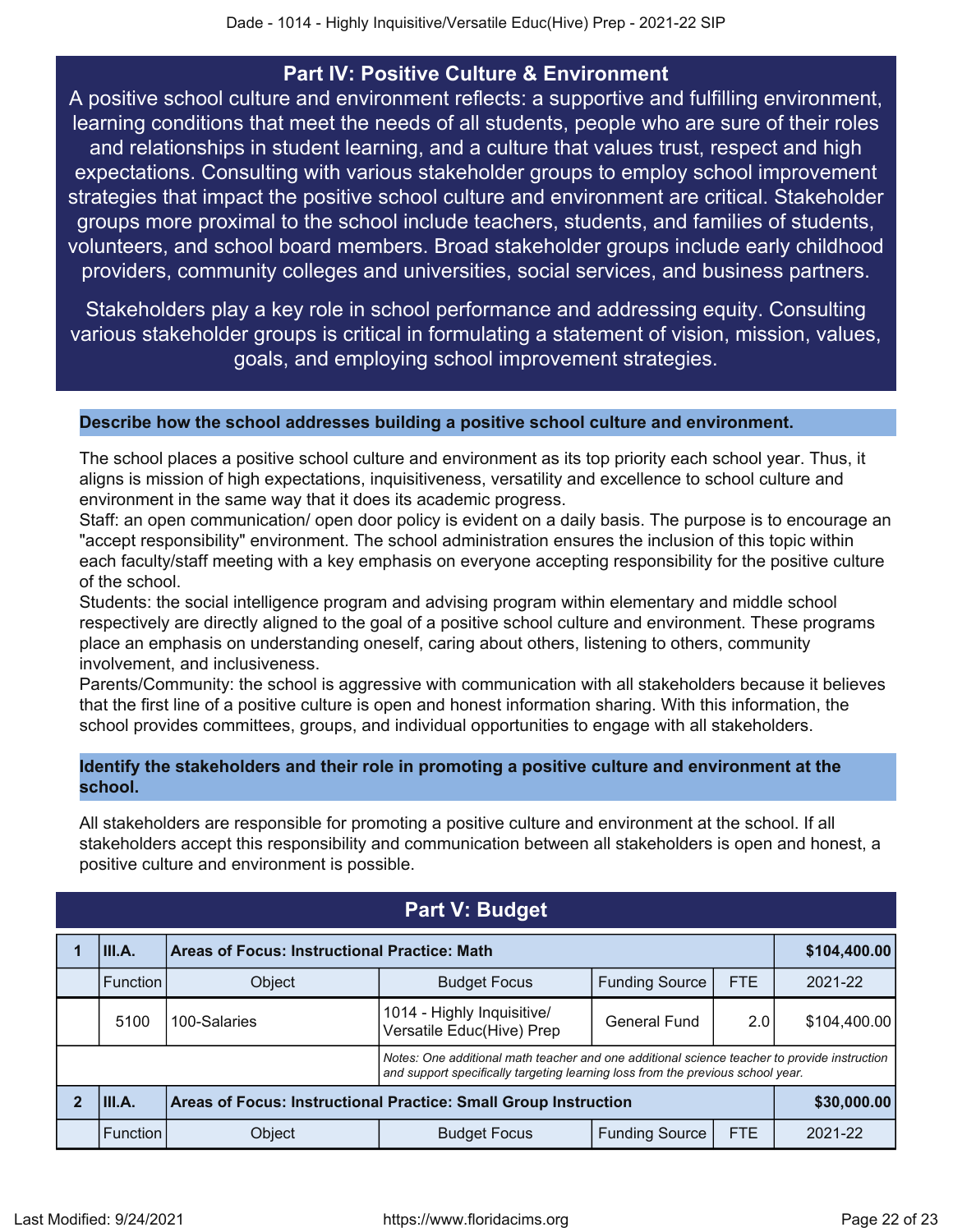## Part IV: Positive Culture & Environment

A positive school culture and environment reflects: a supportive and fulfilling environment, learning conditions that meet the needs of all students, people who are sure of their roles and relationships in student learning, and a culture that values trust, respect and high expectations. Consulting with various stakeholder groups to employ school improvement strategies that impact the positive school culture and environment are critical. Stakeholder groups more proximal to the school include teachers, students, and families of students, volunteers, and school board members. Broad stakeholder groups include early childhood providers, community colleges and universities, social services, and business partners.

Stakeholders play a key role in school performance and addressing equity. Consulting various stakeholder groups is critical in formulating a statement of vision, mission, values, goals, and employing school improvement strategies.

**Describe how the school addresses building a positive school culture and environment.**

The school places a positive school culture and environment as its top priority each school year. Thus, it aligns is mission of high expectations, inquisitiveness, versatility and excellence to school culture and environment in the same way that it does its academic progress.
Staff: an open communication/ open door policy is evident on a daily basis. The purpose is to encourage an "accept responsibility" environment. The school administration ensures the inclusion of this topic within each faculty/staff meeting with a key emphasis on everyone accepting responsibility for the positive culture of the school.
Students: the social intelligence program and advising program within elementary and middle school respectively are directly aligned to the goal of a positive school culture and environment. These programs place an emphasis on understanding oneself, caring about others, listening to others, community involvement, and inclusiveness.
Parents/Community: the school is aggressive with communication with all stakeholders because it believes that the first line of a positive culture is open and honest information sharing. With this information, the school provides committees, groups, and individual opportunities to engage with all stakeholders.

**Identify the stakeholders and their role in promoting a positive culture and environment at the school.**

All stakeholders are responsible for promoting a positive culture and environment at the school. If all stakeholders accept this responsibility and communication between all stakeholders is open and honest, a positive culture and environment is possible.

## Part V: Budget

| | | | | | | |
|---|---|---|---|---|---|---|
| **1** | **III.A.** | **Areas of Focus: Instructional Practice: Math** | | | | **$104,400.00** |
| | Function | Object | Budget Focus | Funding Source | FTE | 2021-22 |
| | 5100 | 100-Salaries | 1014 - Highly Inquisitive/ Versatile Educ(Hive) Prep | General Fund | 2.0 | $104,400.00 |
| | | | *Notes: One additional math teacher and one additional science teacher to provide instruction and support specifically targeting learning loss from the previous school year.* | | | |
| **2** | **III.A.** | **Areas of Focus: Instructional Practice: Small Group Instruction** | | | | **$30,000.00** |
| | Function | Object | Budget Focus | Funding Source | FTE | 2021-22 |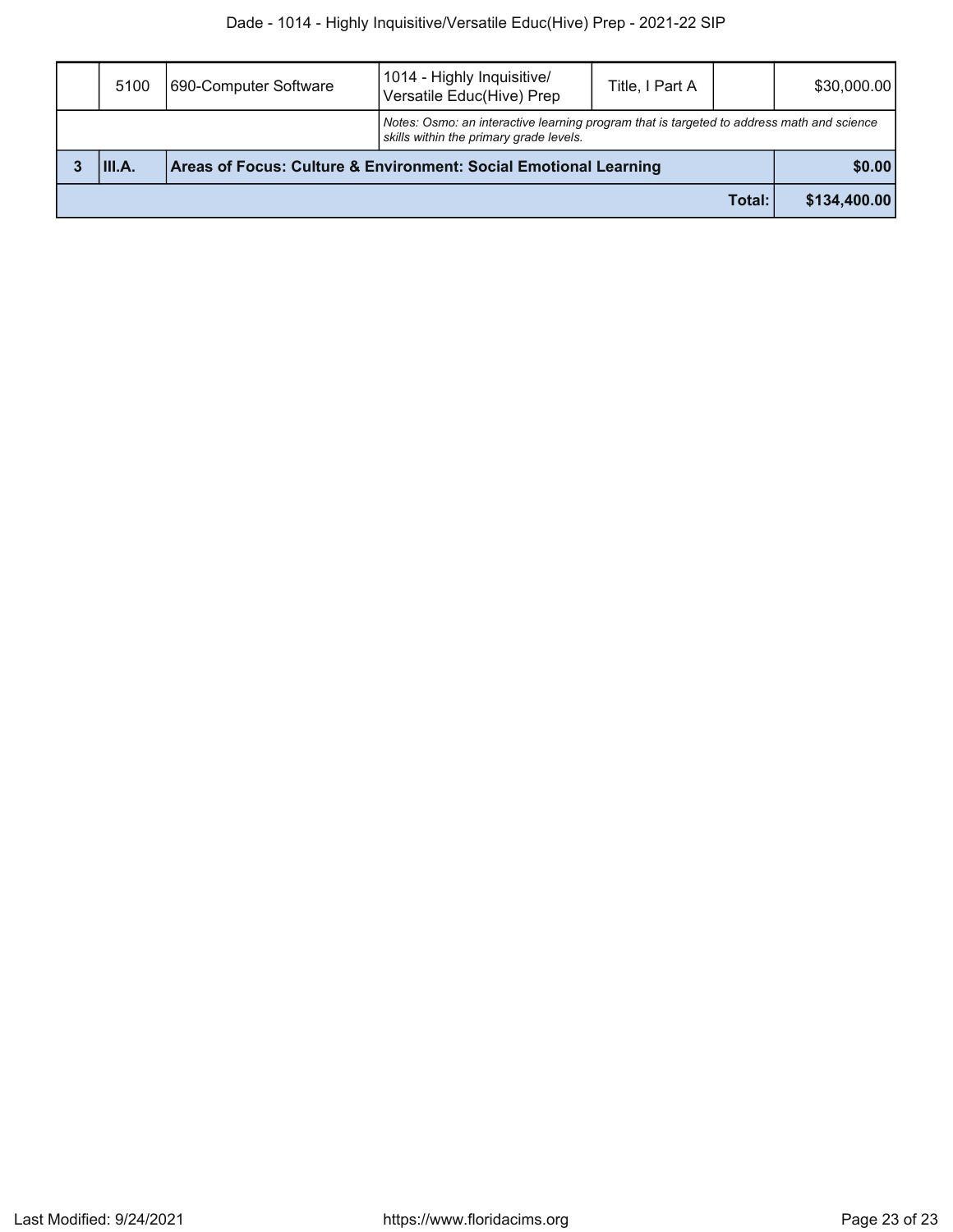| | | | | | | |
|---|---|---|---|---|---|---|
| | 5100 | 690-Computer Software | 1014 - Highly Inquisitive/ Versatile Educ(Hive) Prep | Title, I Part A | | $30,000.00 |
| | | | *Notes: Osmo: an interactive learning program that is targeted to address math and science skills within the primary grade levels.* | | | |
| **3** | **III.A.** | **Areas of Focus: Culture & Environment: Social Emotional Learning** | | | | **$0.00** |
| | | | | | **Total:** | **$134,400.00** |